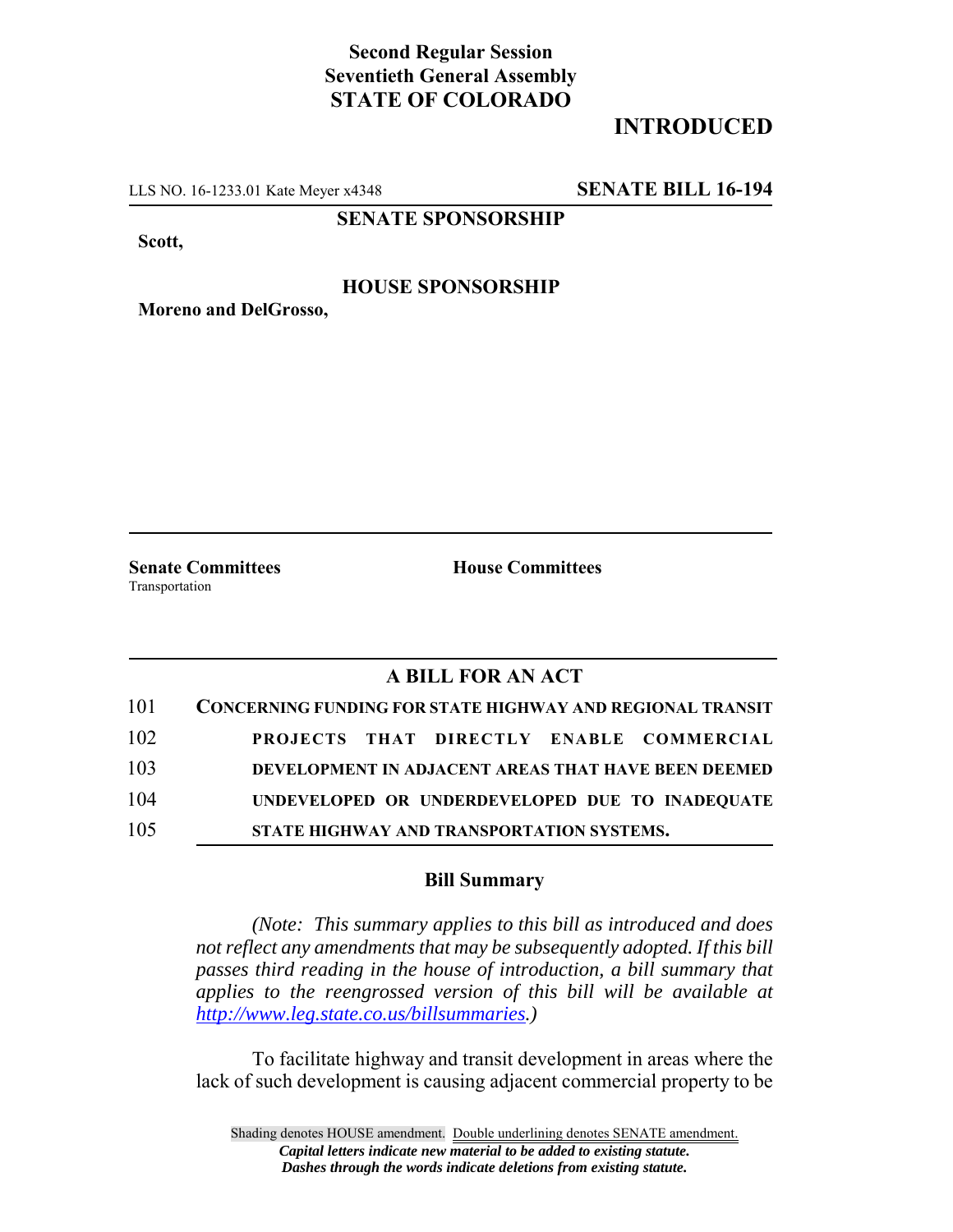**Second Regular Session**
**Seventieth General Assembly**
**STATE OF COLORADO**

**INTRODUCED**

LLS NO. 16-1233.01 Kate Meyer x4348 **SENATE BILL 16-194**

**SENATE SPONSORSHIP**

**Scott,**

**HOUSE SPONSORSHIP**

**Moreno and DelGrosso,**

**Senate Committees**
Transportation

**House Committees**

## A BILL FOR AN ACT

101 **CONCERNING FUNDING FOR STATE HIGHWAY AND REGIONAL TRANSIT**
102 **PROJECTS THAT DIRECTLY ENABLE COMMERCIAL**
103 **DEVELOPMENT IN ADJACENT AREAS THAT HAVE BEEN DEEMED**
104 **UNDEVELOPED OR UNDERDEVELOPED DUE TO INADEQUATE**
105 **STATE HIGHWAY AND TRANSPORTATION SYSTEMS.**

### Bill Summary

*(Note: This summary applies to this bill as introduced and does not reflect any amendments that may be subsequently adopted. If this bill passes third reading in the house of introduction, a bill summary that applies to the reengrossed version of this bill will be available at http://www.leg.state.co.us/billsummaries.)*

To facilitate highway and transit development in areas where the lack of such development is causing adjacent commercial property to be

Shading denotes HOUSE amendment. Double underlining denotes SENATE amendment.
*Capital letters indicate new material to be added to existing statute.*
*Dashes through the words indicate deletions from existing statute.*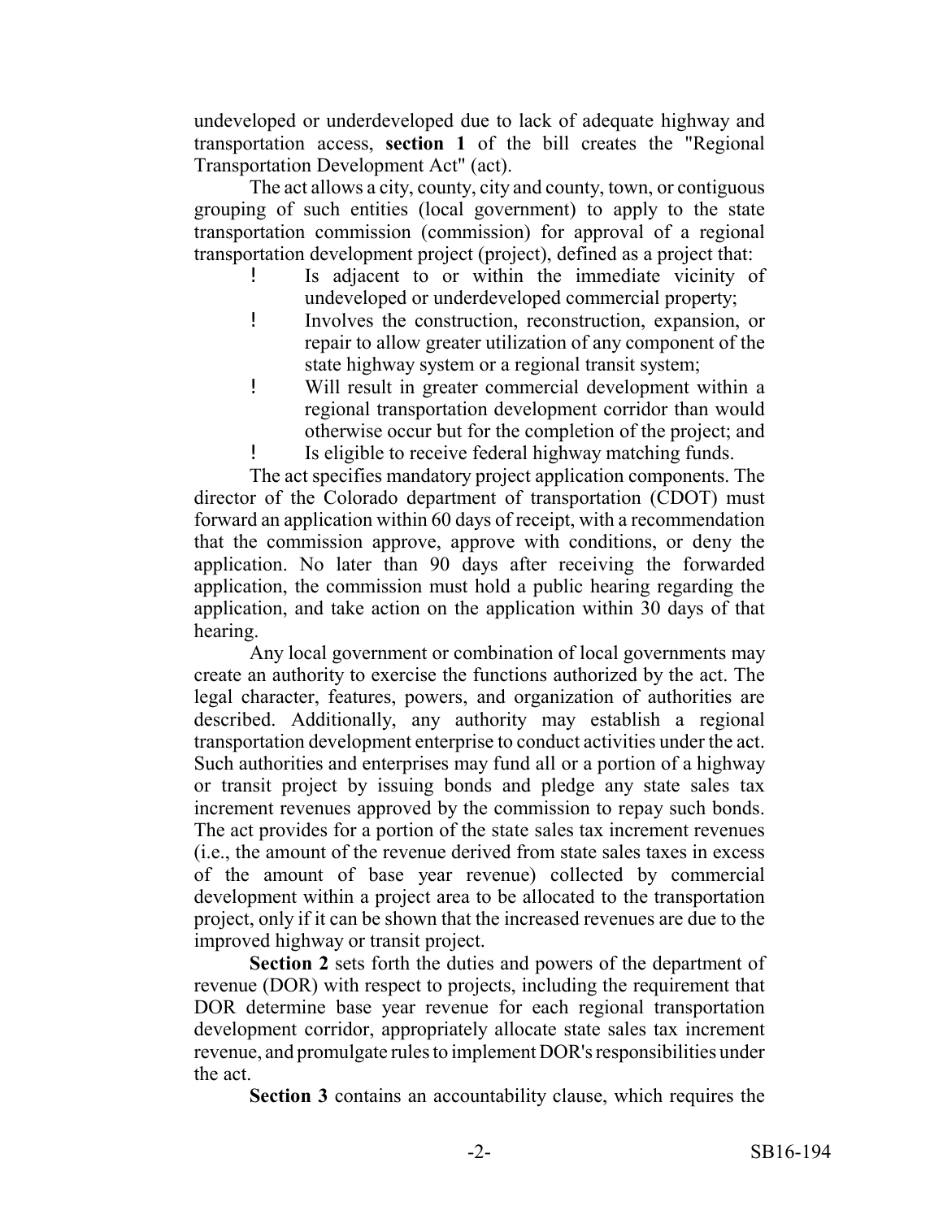undeveloped or underdeveloped due to lack of adequate highway and transportation access, **section 1** of the bill creates the "Regional Transportation Development Act" (act).

The act allows a city, county, city and county, town, or contiguous grouping of such entities (local government) to apply to the state transportation commission (commission) for approval of a regional transportation development project (project), defined as a project that:

- Is adjacent to or within the immediate vicinity of undeveloped or underdeveloped commercial property;
- Involves the construction, reconstruction, expansion, or repair to allow greater utilization of any component of the state highway system or a regional transit system;
- Will result in greater commercial development within a regional transportation development corridor than would otherwise occur but for the completion of the project; and
- Is eligible to receive federal highway matching funds.

The act specifies mandatory project application components. The director of the Colorado department of transportation (CDOT) must forward an application within 60 days of receipt, with a recommendation that the commission approve, approve with conditions, or deny the application. No later than 90 days after receiving the forwarded application, the commission must hold a public hearing regarding the application, and take action on the application within 30 days of that hearing.

Any local government or combination of local governments may create an authority to exercise the functions authorized by the act. The legal character, features, powers, and organization of authorities are described. Additionally, any authority may establish a regional transportation development enterprise to conduct activities under the act. Such authorities and enterprises may fund all or a portion of a highway or transit project by issuing bonds and pledge any state sales tax increment revenues approved by the commission to repay such bonds. The act provides for a portion of the state sales tax increment revenues (i.e., the amount of the revenue derived from state sales taxes in excess of the amount of base year revenue) collected by commercial development within a project area to be allocated to the transportation project, only if it can be shown that the increased revenues are due to the improved highway or transit project.

**Section 2** sets forth the duties and powers of the department of revenue (DOR) with respect to projects, including the requirement that DOR determine base year revenue for each regional transportation development corridor, appropriately allocate state sales tax increment revenue, and promulgate rules to implement DOR's responsibilities under the act.

**Section 3** contains an accountability clause, which requires the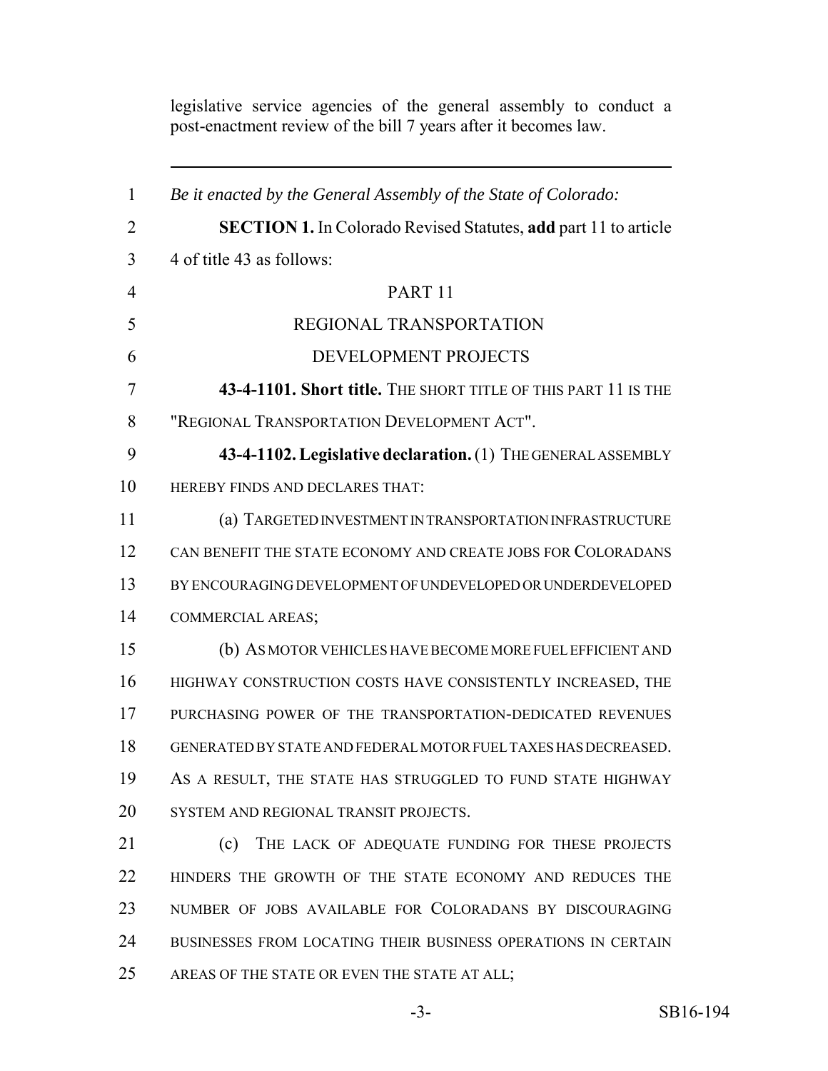legislative service agencies of the general assembly to conduct a post-enactment review of the bill 7 years after it becomes law.

---

*Be it enacted by the General Assembly of the State of Colorado:*

**SECTION 1.** In Colorado Revised Statutes, **add** part 11 to article 4 of title 43 as follows:

PART 11

REGIONAL TRANSPORTATION

DEVELOPMENT PROJECTS

**43-4-1101. Short title.** THE SHORT TITLE OF THIS PART 11 IS THE "REGIONAL TRANSPORTATION DEVELOPMENT ACT".

**43-4-1102. Legislative declaration.** (1) THE GENERAL ASSEMBLY HEREBY FINDS AND DECLARES THAT:

(a) TARGETED INVESTMENT IN TRANSPORTATION INFRASTRUCTURE CAN BENEFIT THE STATE ECONOMY AND CREATE JOBS FOR COLORADANS BY ENCOURAGING DEVELOPMENT OF UNDEVELOPED OR UNDERDEVELOPED COMMERCIAL AREAS;

(b) AS MOTOR VEHICLES HAVE BECOME MORE FUEL EFFICIENT AND HIGHWAY CONSTRUCTION COSTS HAVE CONSISTENTLY INCREASED, THE PURCHASING POWER OF THE TRANSPORTATION-DEDICATED REVENUES GENERATED BY STATE AND FEDERAL MOTOR FUEL TAXES HAS DECREASED. AS A RESULT, THE STATE HAS STRUGGLED TO FUND STATE HIGHWAY SYSTEM AND REGIONAL TRANSIT PROJECTS.

(c) THE LACK OF ADEQUATE FUNDING FOR THESE PROJECTS HINDERS THE GROWTH OF THE STATE ECONOMY AND REDUCES THE NUMBER OF JOBS AVAILABLE FOR COLORADANS BY DISCOURAGING BUSINESSES FROM LOCATING THEIR BUSINESS OPERATIONS IN CERTAIN AREAS OF THE STATE OR EVEN THE STATE AT ALL;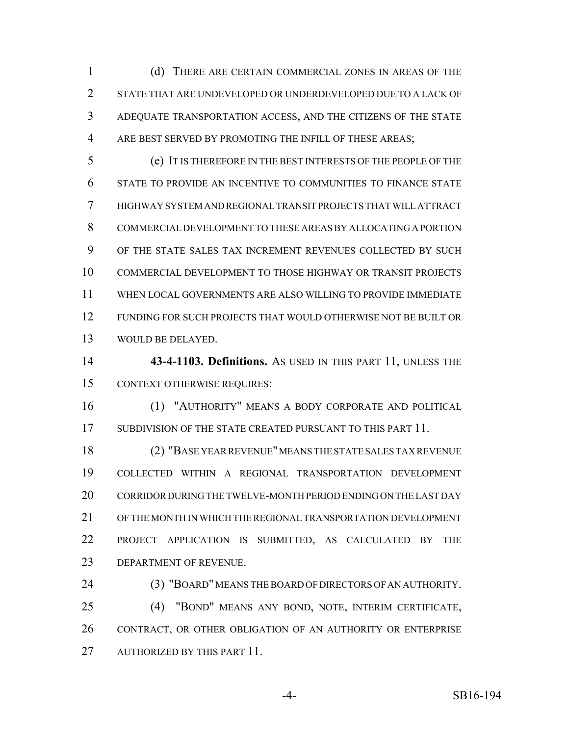(d) THERE ARE CERTAIN COMMERCIAL ZONES IN AREAS OF THE STATE THAT ARE UNDEVELOPED OR UNDERDEVELOPED DUE TO A LACK OF ADEQUATE TRANSPORTATION ACCESS, AND THE CITIZENS OF THE STATE ARE BEST SERVED BY PROMOTING THE INFILL OF THESE AREAS;

(e) IT IS THEREFORE IN THE BEST INTERESTS OF THE PEOPLE OF THE STATE TO PROVIDE AN INCENTIVE TO COMMUNITIES TO FINANCE STATE HIGHWAY SYSTEM AND REGIONAL TRANSIT PROJECTS THAT WILL ATTRACT COMMERCIAL DEVELOPMENT TO THESE AREAS BY ALLOCATING A PORTION OF THE STATE SALES TAX INCREMENT REVENUES COLLECTED BY SUCH COMMERCIAL DEVELOPMENT TO THOSE HIGHWAY OR TRANSIT PROJECTS WHEN LOCAL GOVERNMENTS ARE ALSO WILLING TO PROVIDE IMMEDIATE FUNDING FOR SUCH PROJECTS THAT WOULD OTHERWISE NOT BE BUILT OR WOULD BE DELAYED.

**43-4-1103. Definitions.** AS USED IN THIS PART 11, UNLESS THE CONTEXT OTHERWISE REQUIRES:

(1) "AUTHORITY" MEANS A BODY CORPORATE AND POLITICAL SUBDIVISION OF THE STATE CREATED PURSUANT TO THIS PART 11.

(2) "BASE YEAR REVENUE" MEANS THE STATE SALES TAX REVENUE COLLECTED WITHIN A REGIONAL TRANSPORTATION DEVELOPMENT CORRIDOR DURING THE TWELVE-MONTH PERIOD ENDING ON THE LAST DAY OF THE MONTH IN WHICH THE REGIONAL TRANSPORTATION DEVELOPMENT PROJECT APPLICATION IS SUBMITTED, AS CALCULATED BY THE DEPARTMENT OF REVENUE.

(3) "BOARD" MEANS THE BOARD OF DIRECTORS OF AN AUTHORITY.

(4) "BOND" MEANS ANY BOND, NOTE, INTERIM CERTIFICATE, CONTRACT, OR OTHER OBLIGATION OF AN AUTHORITY OR ENTERPRISE AUTHORIZED BY THIS PART 11.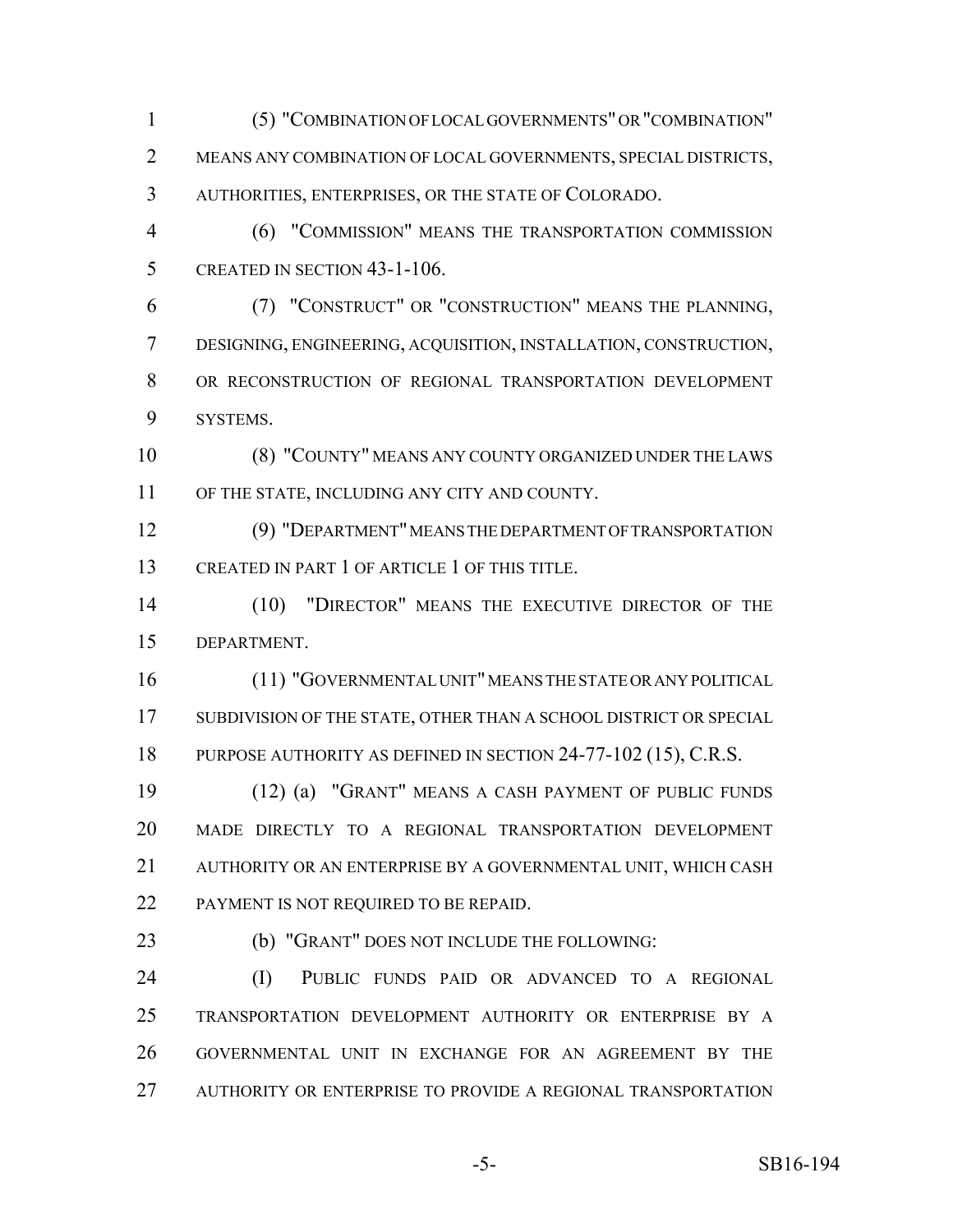(5) "COMBINATION OF LOCAL GOVERNMENTS" OR "COMBINATION" MEANS ANY COMBINATION OF LOCAL GOVERNMENTS, SPECIAL DISTRICTS, AUTHORITIES, ENTERPRISES, OR THE STATE OF COLORADO.

(6) "COMMISSION" MEANS THE TRANSPORTATION COMMISSION CREATED IN SECTION 43-1-106.

(7) "CONSTRUCT" OR "CONSTRUCTION" MEANS THE PLANNING, DESIGNING, ENGINEERING, ACQUISITION, INSTALLATION, CONSTRUCTION, OR RECONSTRUCTION OF REGIONAL TRANSPORTATION DEVELOPMENT SYSTEMS.

(8) "COUNTY" MEANS ANY COUNTY ORGANIZED UNDER THE LAWS OF THE STATE, INCLUDING ANY CITY AND COUNTY.

(9) "DEPARTMENT" MEANS THE DEPARTMENT OF TRANSPORTATION CREATED IN PART 1 OF ARTICLE 1 OF THIS TITLE.

(10) "DIRECTOR" MEANS THE EXECUTIVE DIRECTOR OF THE DEPARTMENT.

(11) "GOVERNMENTAL UNIT" MEANS THE STATE OR ANY POLITICAL SUBDIVISION OF THE STATE, OTHER THAN A SCHOOL DISTRICT OR SPECIAL PURPOSE AUTHORITY AS DEFINED IN SECTION 24-77-102 (15), C.R.S.

(12) (a) "GRANT" MEANS A CASH PAYMENT OF PUBLIC FUNDS MADE DIRECTLY TO A REGIONAL TRANSPORTATION DEVELOPMENT AUTHORITY OR AN ENTERPRISE BY A GOVERNMENTAL UNIT, WHICH CASH PAYMENT IS NOT REQUIRED TO BE REPAID.

(b) "GRANT" DOES NOT INCLUDE THE FOLLOWING:

(I) PUBLIC FUNDS PAID OR ADVANCED TO A REGIONAL TRANSPORTATION DEVELOPMENT AUTHORITY OR ENTERPRISE BY A GOVERNMENTAL UNIT IN EXCHANGE FOR AN AGREEMENT BY THE AUTHORITY OR ENTERPRISE TO PROVIDE A REGIONAL TRANSPORTATION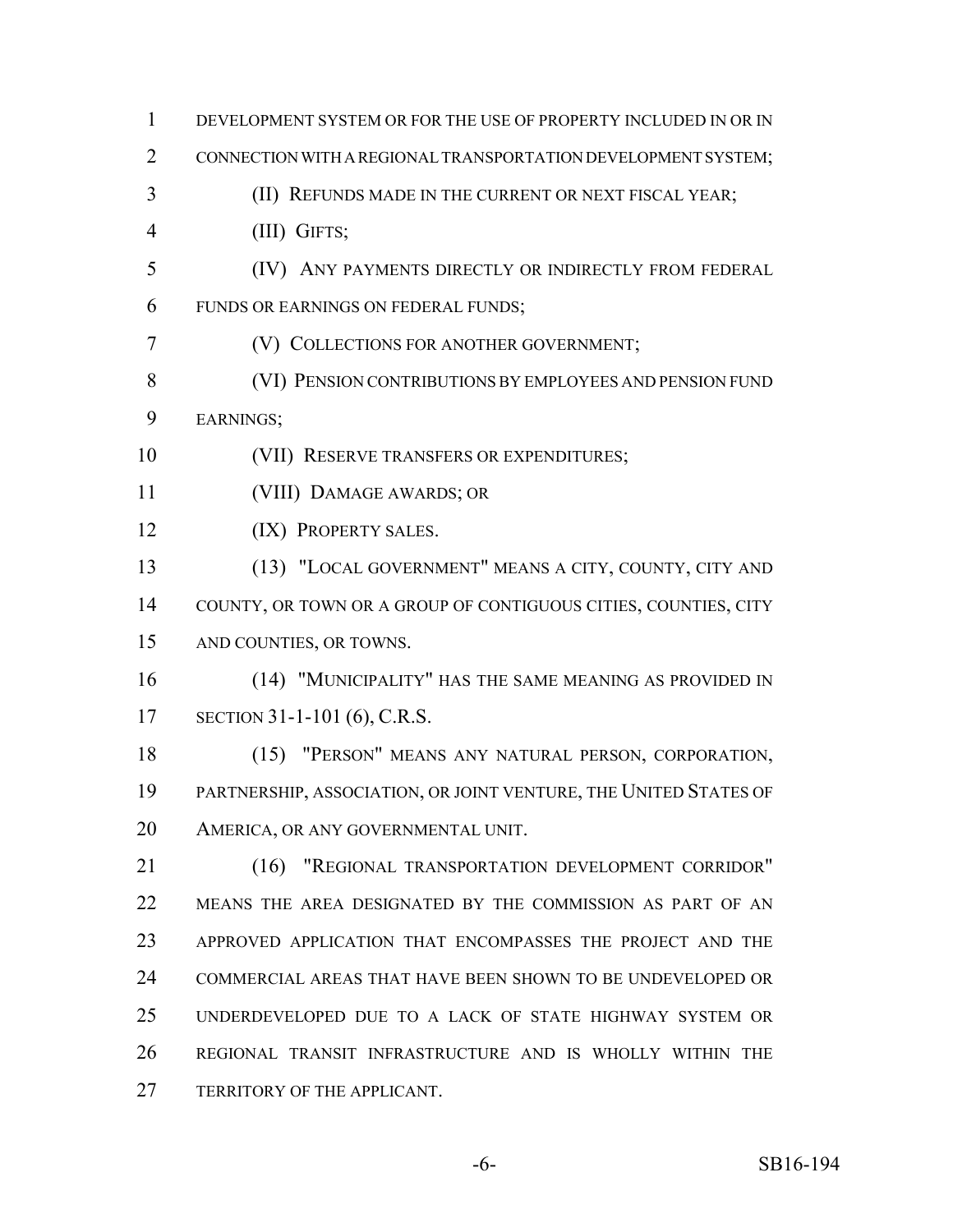DEVELOPMENT SYSTEM OR FOR THE USE OF PROPERTY INCLUDED IN OR IN CONNECTION WITH A REGIONAL TRANSPORTATION DEVELOPMENT SYSTEM;

(II) REFUNDS MADE IN THE CURRENT OR NEXT FISCAL YEAR;

(III) GIFTS;

(IV) ANY PAYMENTS DIRECTLY OR INDIRECTLY FROM FEDERAL FUNDS OR EARNINGS ON FEDERAL FUNDS;

(V) COLLECTIONS FOR ANOTHER GOVERNMENT;

(VI) PENSION CONTRIBUTIONS BY EMPLOYEES AND PENSION FUND EARNINGS;

(VII) RESERVE TRANSFERS OR EXPENDITURES;

(VIII) DAMAGE AWARDS; OR

(IX) PROPERTY SALES.

(13) "LOCAL GOVERNMENT" MEANS A CITY, COUNTY, CITY AND COUNTY, OR TOWN OR A GROUP OF CONTIGUOUS CITIES, COUNTIES, CITY AND COUNTIES, OR TOWNS.

(14) "MUNICIPALITY" HAS THE SAME MEANING AS PROVIDED IN SECTION 31-1-101 (6), C.R.S.

(15) "PERSON" MEANS ANY NATURAL PERSON, CORPORATION, PARTNERSHIP, ASSOCIATION, OR JOINT VENTURE, THE UNITED STATES OF AMERICA, OR ANY GOVERNMENTAL UNIT.

(16) "REGIONAL TRANSPORTATION DEVELOPMENT CORRIDOR" MEANS THE AREA DESIGNATED BY THE COMMISSION AS PART OF AN APPROVED APPLICATION THAT ENCOMPASSES THE PROJECT AND THE COMMERCIAL AREAS THAT HAVE BEEN SHOWN TO BE UNDEVELOPED OR UNDERDEVELOPED DUE TO A LACK OF STATE HIGHWAY SYSTEM OR REGIONAL TRANSIT INFRASTRUCTURE AND IS WHOLLY WITHIN THE TERRITORY OF THE APPLICANT.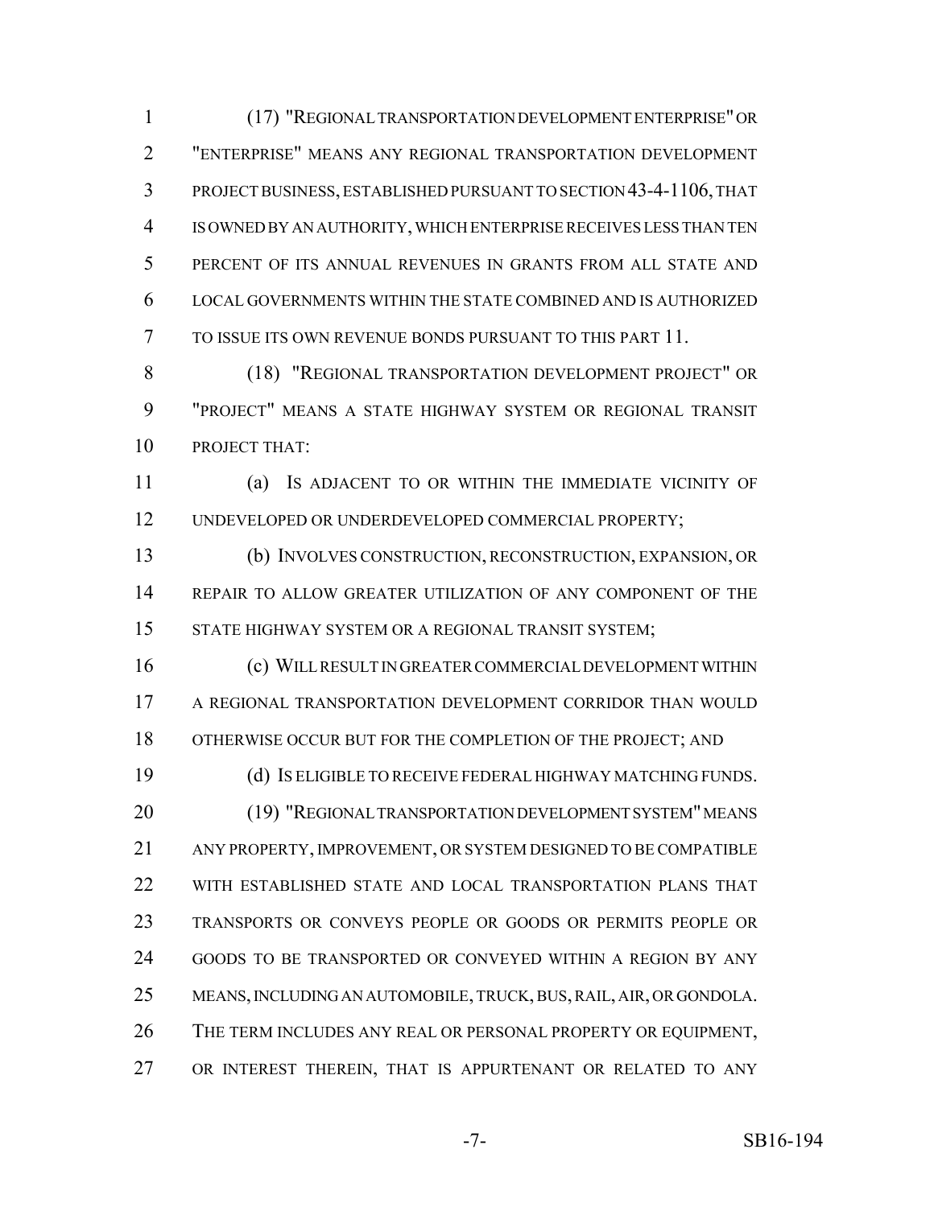(17) "REGIONAL TRANSPORTATION DEVELOPMENT ENTERPRISE" OR "ENTERPRISE" MEANS ANY REGIONAL TRANSPORTATION DEVELOPMENT PROJECT BUSINESS, ESTABLISHED PURSUANT TO SECTION 43-4-1106, THAT IS OWNED BY AN AUTHORITY, WHICH ENTERPRISE RECEIVES LESS THAN TEN PERCENT OF ITS ANNUAL REVENUES IN GRANTS FROM ALL STATE AND LOCAL GOVERNMENTS WITHIN THE STATE COMBINED AND IS AUTHORIZED TO ISSUE ITS OWN REVENUE BONDS PURSUANT TO THIS PART 11.

(18) "REGIONAL TRANSPORTATION DEVELOPMENT PROJECT" OR "PROJECT" MEANS A STATE HIGHWAY SYSTEM OR REGIONAL TRANSIT PROJECT THAT:

(a) IS ADJACENT TO OR WITHIN THE IMMEDIATE VICINITY OF UNDEVELOPED OR UNDERDEVELOPED COMMERCIAL PROPERTY;

(b) INVOLVES CONSTRUCTION, RECONSTRUCTION, EXPANSION, OR REPAIR TO ALLOW GREATER UTILIZATION OF ANY COMPONENT OF THE STATE HIGHWAY SYSTEM OR A REGIONAL TRANSIT SYSTEM;

(c) WILL RESULT IN GREATER COMMERCIAL DEVELOPMENT WITHIN A REGIONAL TRANSPORTATION DEVELOPMENT CORRIDOR THAN WOULD OTHERWISE OCCUR BUT FOR THE COMPLETION OF THE PROJECT; AND

(d) IS ELIGIBLE TO RECEIVE FEDERAL HIGHWAY MATCHING FUNDS.

(19) "REGIONAL TRANSPORTATION DEVELOPMENT SYSTEM" MEANS ANY PROPERTY, IMPROVEMENT, OR SYSTEM DESIGNED TO BE COMPATIBLE WITH ESTABLISHED STATE AND LOCAL TRANSPORTATION PLANS THAT TRANSPORTS OR CONVEYS PEOPLE OR GOODS OR PERMITS PEOPLE OR GOODS TO BE TRANSPORTED OR CONVEYED WITHIN A REGION BY ANY MEANS, INCLUDING AN AUTOMOBILE, TRUCK, BUS, RAIL, AIR, OR GONDOLA. THE TERM INCLUDES ANY REAL OR PERSONAL PROPERTY OR EQUIPMENT, OR INTEREST THEREIN, THAT IS APPURTENANT OR RELATED TO ANY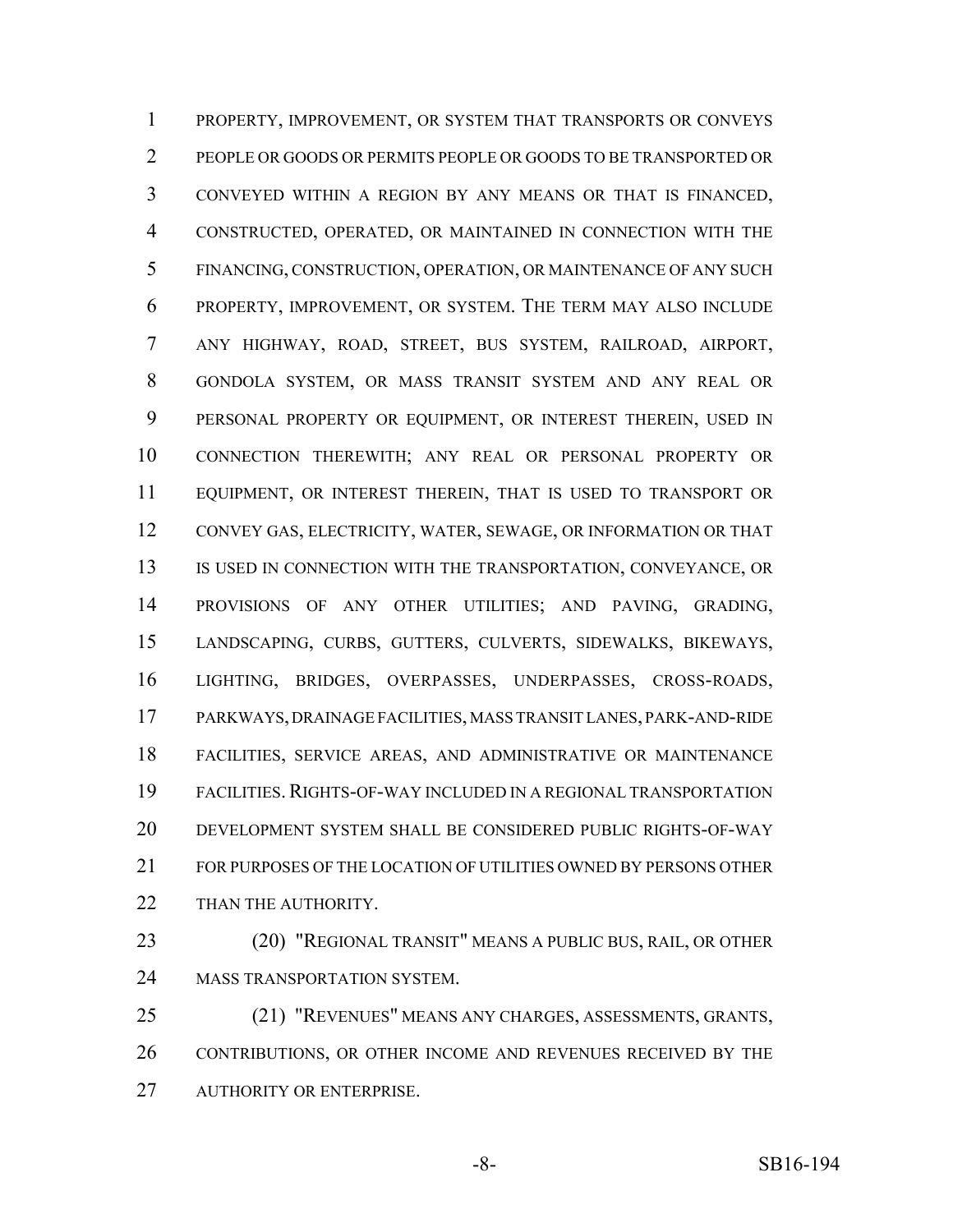PROPERTY, IMPROVEMENT, OR SYSTEM THAT TRANSPORTS OR CONVEYS PEOPLE OR GOODS OR PERMITS PEOPLE OR GOODS TO BE TRANSPORTED OR CONVEYED WITHIN A REGION BY ANY MEANS OR THAT IS FINANCED, CONSTRUCTED, OPERATED, OR MAINTAINED IN CONNECTION WITH THE FINANCING, CONSTRUCTION, OPERATION, OR MAINTENANCE OF ANY SUCH PROPERTY, IMPROVEMENT, OR SYSTEM. THE TERM MAY ALSO INCLUDE ANY HIGHWAY, ROAD, STREET, BUS SYSTEM, RAILROAD, AIRPORT, GONDOLA SYSTEM, OR MASS TRANSIT SYSTEM AND ANY REAL OR PERSONAL PROPERTY OR EQUIPMENT, OR INTEREST THEREIN, USED IN CONNECTION THEREWITH; ANY REAL OR PERSONAL PROPERTY OR EQUIPMENT, OR INTEREST THEREIN, THAT IS USED TO TRANSPORT OR CONVEY GAS, ELECTRICITY, WATER, SEWAGE, OR INFORMATION OR THAT IS USED IN CONNECTION WITH THE TRANSPORTATION, CONVEYANCE, OR PROVISIONS OF ANY OTHER UTILITIES; AND PAVING, GRADING, LANDSCAPING, CURBS, GUTTERS, CULVERTS, SIDEWALKS, BIKEWAYS, LIGHTING, BRIDGES, OVERPASSES, UNDERPASSES, CROSS-ROADS, PARKWAYS, DRAINAGE FACILITIES, MASS TRANSIT LANES, PARK-AND-RIDE FACILITIES, SERVICE AREAS, AND ADMINISTRATIVE OR MAINTENANCE FACILITIES. RIGHTS-OF-WAY INCLUDED IN A REGIONAL TRANSPORTATION DEVELOPMENT SYSTEM SHALL BE CONSIDERED PUBLIC RIGHTS-OF-WAY FOR PURPOSES OF THE LOCATION OF UTILITIES OWNED BY PERSONS OTHER THAN THE AUTHORITY.

(20) "REGIONAL TRANSIT" MEANS A PUBLIC BUS, RAIL, OR OTHER MASS TRANSPORTATION SYSTEM.

(21) "REVENUES" MEANS ANY CHARGES, ASSESSMENTS, GRANTS, CONTRIBUTIONS, OR OTHER INCOME AND REVENUES RECEIVED BY THE AUTHORITY OR ENTERPRISE.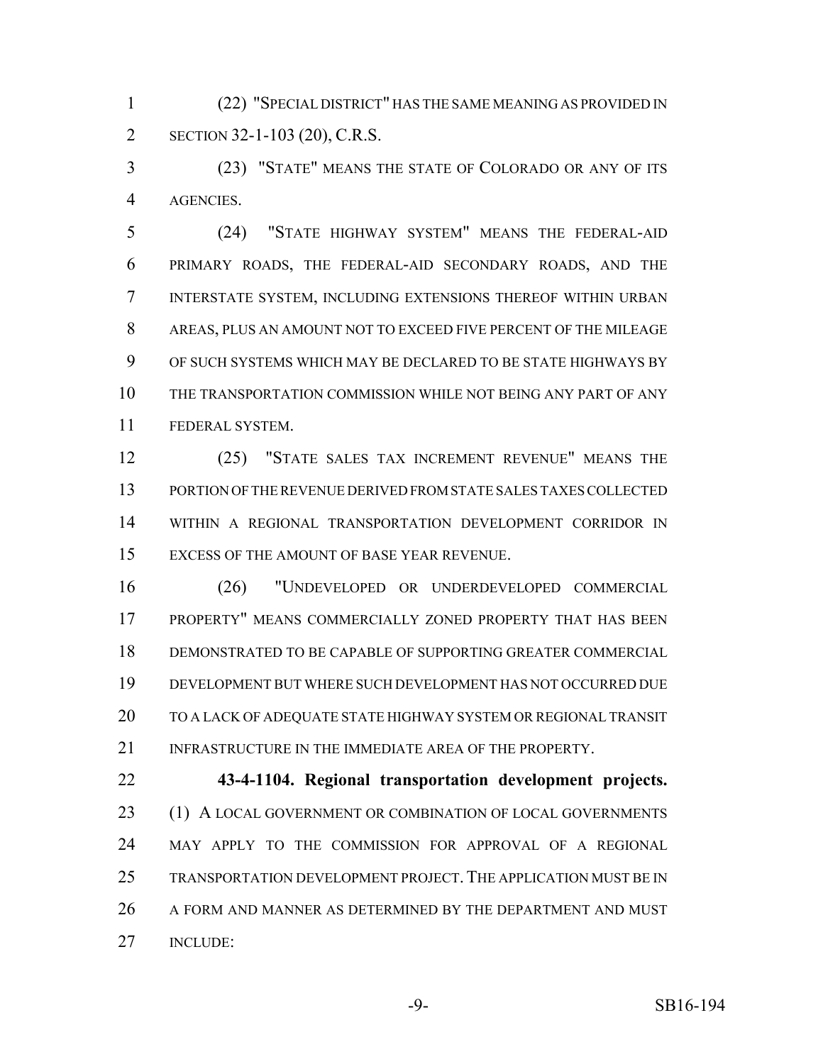(22) "SPECIAL DISTRICT" HAS THE SAME MEANING AS PROVIDED IN SECTION 32-1-103 (20), C.R.S.

(23) "STATE" MEANS THE STATE OF COLORADO OR ANY OF ITS AGENCIES.

(24) "STATE HIGHWAY SYSTEM" MEANS THE FEDERAL-AID PRIMARY ROADS, THE FEDERAL-AID SECONDARY ROADS, AND THE INTERSTATE SYSTEM, INCLUDING EXTENSIONS THEREOF WITHIN URBAN AREAS, PLUS AN AMOUNT NOT TO EXCEED FIVE PERCENT OF THE MILEAGE OF SUCH SYSTEMS WHICH MAY BE DECLARED TO BE STATE HIGHWAYS BY THE TRANSPORTATION COMMISSION WHILE NOT BEING ANY PART OF ANY FEDERAL SYSTEM.

(25) "STATE SALES TAX INCREMENT REVENUE" MEANS THE PORTION OF THE REVENUE DERIVED FROM STATE SALES TAXES COLLECTED WITHIN A REGIONAL TRANSPORTATION DEVELOPMENT CORRIDOR IN EXCESS OF THE AMOUNT OF BASE YEAR REVENUE.

(26) "UNDEVELOPED OR UNDERDEVELOPED COMMERCIAL PROPERTY" MEANS COMMERCIALLY ZONED PROPERTY THAT HAS BEEN DEMONSTRATED TO BE CAPABLE OF SUPPORTING GREATER COMMERCIAL DEVELOPMENT BUT WHERE SUCH DEVELOPMENT HAS NOT OCCURRED DUE TO A LACK OF ADEQUATE STATE HIGHWAY SYSTEM OR REGIONAL TRANSIT INFRASTRUCTURE IN THE IMMEDIATE AREA OF THE PROPERTY.

**43-4-1104. Regional transportation development projects.** (1) A LOCAL GOVERNMENT OR COMBINATION OF LOCAL GOVERNMENTS MAY APPLY TO THE COMMISSION FOR APPROVAL OF A REGIONAL TRANSPORTATION DEVELOPMENT PROJECT. THE APPLICATION MUST BE IN A FORM AND MANNER AS DETERMINED BY THE DEPARTMENT AND MUST INCLUDE: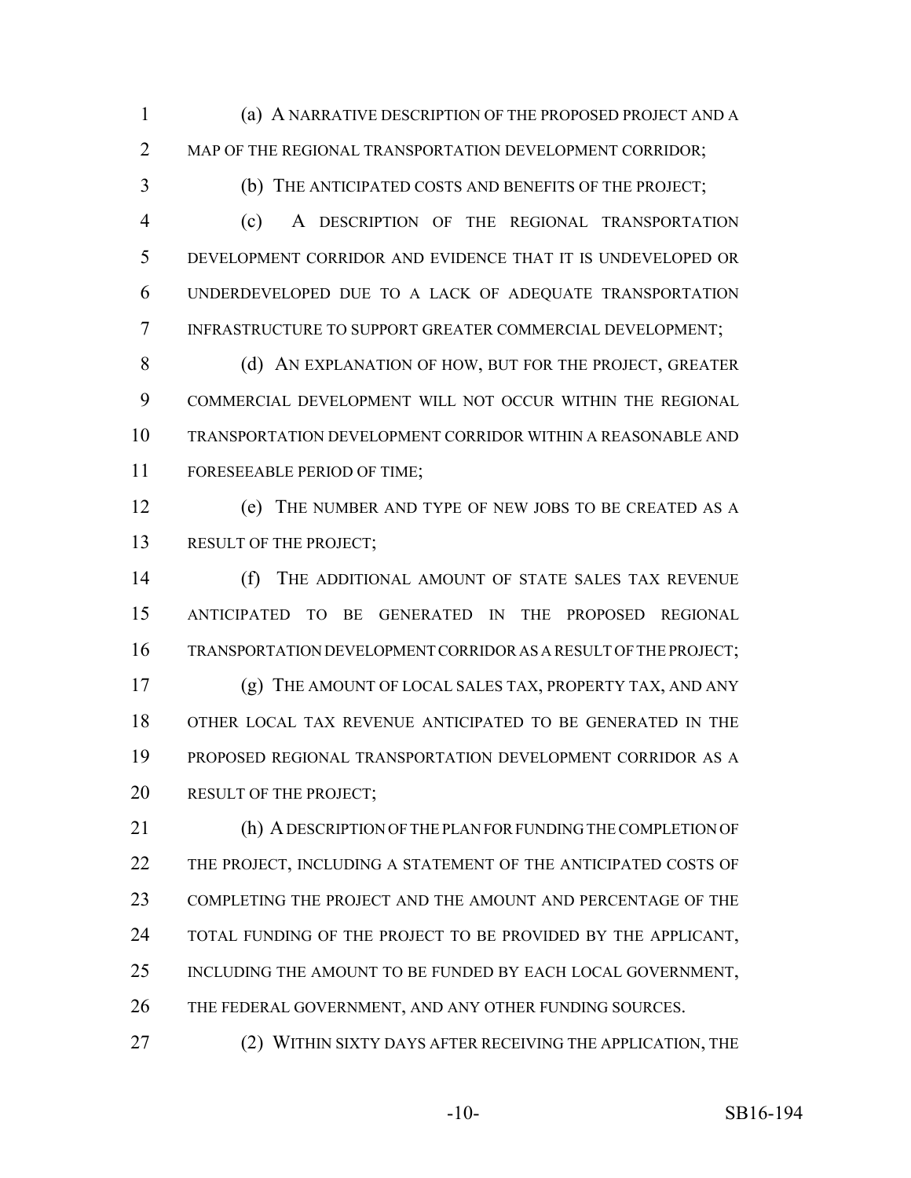(a) A NARRATIVE DESCRIPTION OF THE PROPOSED PROJECT AND A MAP OF THE REGIONAL TRANSPORTATION DEVELOPMENT CORRIDOR;

(b) THE ANTICIPATED COSTS AND BENEFITS OF THE PROJECT;

(c) A DESCRIPTION OF THE REGIONAL TRANSPORTATION DEVELOPMENT CORRIDOR AND EVIDENCE THAT IT IS UNDEVELOPED OR UNDERDEVELOPED DUE TO A LACK OF ADEQUATE TRANSPORTATION INFRASTRUCTURE TO SUPPORT GREATER COMMERCIAL DEVELOPMENT;

(d) AN EXPLANATION OF HOW, BUT FOR THE PROJECT, GREATER COMMERCIAL DEVELOPMENT WILL NOT OCCUR WITHIN THE REGIONAL TRANSPORTATION DEVELOPMENT CORRIDOR WITHIN A REASONABLE AND FORESEEABLE PERIOD OF TIME;

(e) THE NUMBER AND TYPE OF NEW JOBS TO BE CREATED AS A RESULT OF THE PROJECT;

(f) THE ADDITIONAL AMOUNT OF STATE SALES TAX REVENUE ANTICIPATED TO BE GENERATED IN THE PROPOSED REGIONAL TRANSPORTATION DEVELOPMENT CORRIDOR AS A RESULT OF THE PROJECT;

(g) THE AMOUNT OF LOCAL SALES TAX, PROPERTY TAX, AND ANY OTHER LOCAL TAX REVENUE ANTICIPATED TO BE GENERATED IN THE PROPOSED REGIONAL TRANSPORTATION DEVELOPMENT CORRIDOR AS A RESULT OF THE PROJECT;

(h) A DESCRIPTION OF THE PLAN FOR FUNDING THE COMPLETION OF THE PROJECT, INCLUDING A STATEMENT OF THE ANTICIPATED COSTS OF COMPLETING THE PROJECT AND THE AMOUNT AND PERCENTAGE OF THE TOTAL FUNDING OF THE PROJECT TO BE PROVIDED BY THE APPLICANT, INCLUDING THE AMOUNT TO BE FUNDED BY EACH LOCAL GOVERNMENT, THE FEDERAL GOVERNMENT, AND ANY OTHER FUNDING SOURCES.

(2) WITHIN SIXTY DAYS AFTER RECEIVING THE APPLICATION, THE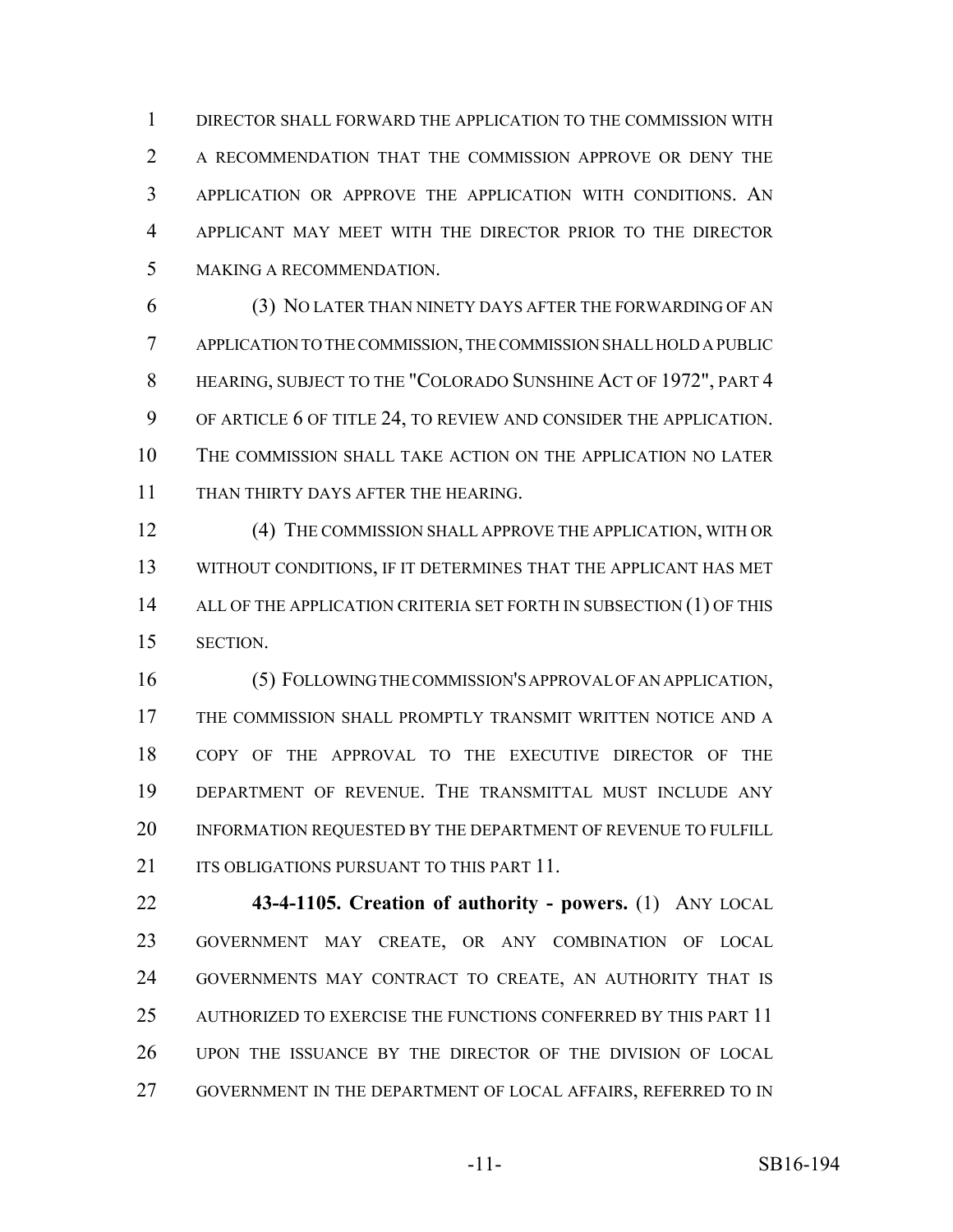DIRECTOR SHALL FORWARD THE APPLICATION TO THE COMMISSION WITH A RECOMMENDATION THAT THE COMMISSION APPROVE OR DENY THE APPLICATION OR APPROVE THE APPLICATION WITH CONDITIONS. AN APPLICANT MAY MEET WITH THE DIRECTOR PRIOR TO THE DIRECTOR MAKING A RECOMMENDATION.

(3) NO LATER THAN NINETY DAYS AFTER THE FORWARDING OF AN APPLICATION TO THE COMMISSION, THE COMMISSION SHALL HOLD A PUBLIC HEARING, SUBJECT TO THE "COLORADO SUNSHINE ACT OF 1972", PART 4 OF ARTICLE 6 OF TITLE 24, TO REVIEW AND CONSIDER THE APPLICATION. THE COMMISSION SHALL TAKE ACTION ON THE APPLICATION NO LATER THAN THIRTY DAYS AFTER THE HEARING.

(4) THE COMMISSION SHALL APPROVE THE APPLICATION, WITH OR WITHOUT CONDITIONS, IF IT DETERMINES THAT THE APPLICANT HAS MET ALL OF THE APPLICATION CRITERIA SET FORTH IN SUBSECTION (1) OF THIS SECTION.

(5) FOLLOWING THE COMMISSION'S APPROVAL OF AN APPLICATION, THE COMMISSION SHALL PROMPTLY TRANSMIT WRITTEN NOTICE AND A COPY OF THE APPROVAL TO THE EXECUTIVE DIRECTOR OF THE DEPARTMENT OF REVENUE. THE TRANSMITTAL MUST INCLUDE ANY INFORMATION REQUESTED BY THE DEPARTMENT OF REVENUE TO FULFILL ITS OBLIGATIONS PURSUANT TO THIS PART 11.

**43-4-1105. Creation of authority - powers.** (1) ANY LOCAL GOVERNMENT MAY CREATE, OR ANY COMBINATION OF LOCAL GOVERNMENTS MAY CONTRACT TO CREATE, AN AUTHORITY THAT IS AUTHORIZED TO EXERCISE THE FUNCTIONS CONFERRED BY THIS PART 11 UPON THE ISSUANCE BY THE DIRECTOR OF THE DIVISION OF LOCAL GOVERNMENT IN THE DEPARTMENT OF LOCAL AFFAIRS, REFERRED TO IN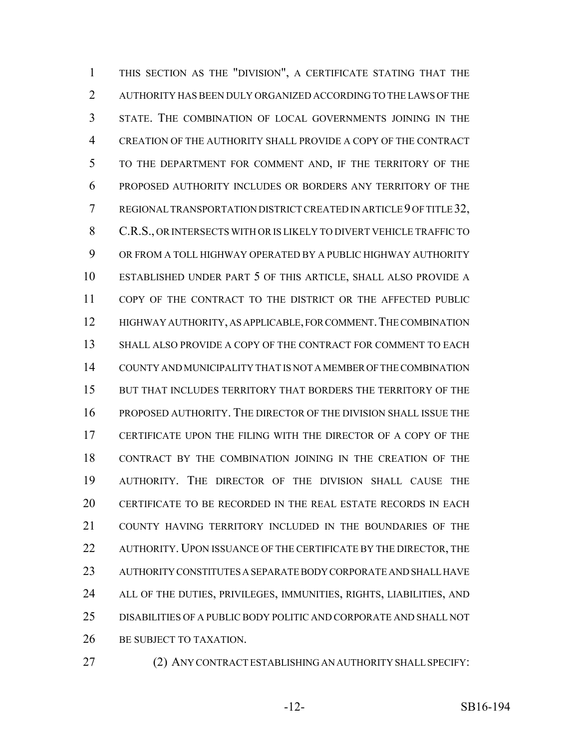THIS SECTION AS THE "DIVISION", A CERTIFICATE STATING THAT THE AUTHORITY HAS BEEN DULY ORGANIZED ACCORDING TO THE LAWS OF THE STATE. THE COMBINATION OF LOCAL GOVERNMENTS JOINING IN THE CREATION OF THE AUTHORITY SHALL PROVIDE A COPY OF THE CONTRACT TO THE DEPARTMENT FOR COMMENT AND, IF THE TERRITORY OF THE PROPOSED AUTHORITY INCLUDES OR BORDERS ANY TERRITORY OF THE REGIONAL TRANSPORTATION DISTRICT CREATED IN ARTICLE 9 OF TITLE 32, C.R.S., OR INTERSECTS WITH OR IS LIKELY TO DIVERT VEHICLE TRAFFIC TO OR FROM A TOLL HIGHWAY OPERATED BY A PUBLIC HIGHWAY AUTHORITY ESTABLISHED UNDER PART 5 OF THIS ARTICLE, SHALL ALSO PROVIDE A COPY OF THE CONTRACT TO THE DISTRICT OR THE AFFECTED PUBLIC HIGHWAY AUTHORITY, AS APPLICABLE, FOR COMMENT. THE COMBINATION SHALL ALSO PROVIDE A COPY OF THE CONTRACT FOR COMMENT TO EACH COUNTY AND MUNICIPALITY THAT IS NOT A MEMBER OF THE COMBINATION BUT THAT INCLUDES TERRITORY THAT BORDERS THE TERRITORY OF THE PROPOSED AUTHORITY. THE DIRECTOR OF THE DIVISION SHALL ISSUE THE CERTIFICATE UPON THE FILING WITH THE DIRECTOR OF A COPY OF THE CONTRACT BY THE COMBINATION JOINING IN THE CREATION OF THE AUTHORITY. THE DIRECTOR OF THE DIVISION SHALL CAUSE THE CERTIFICATE TO BE RECORDED IN THE REAL ESTATE RECORDS IN EACH COUNTY HAVING TERRITORY INCLUDED IN THE BOUNDARIES OF THE AUTHORITY. UPON ISSUANCE OF THE CERTIFICATE BY THE DIRECTOR, THE AUTHORITY CONSTITUTES A SEPARATE BODY CORPORATE AND SHALL HAVE ALL OF THE DUTIES, PRIVILEGES, IMMUNITIES, RIGHTS, LIABILITIES, AND DISABILITIES OF A PUBLIC BODY POLITIC AND CORPORATE AND SHALL NOT BE SUBJECT TO TAXATION.

(2) ANY CONTRACT ESTABLISHING AN AUTHORITY SHALL SPECIFY: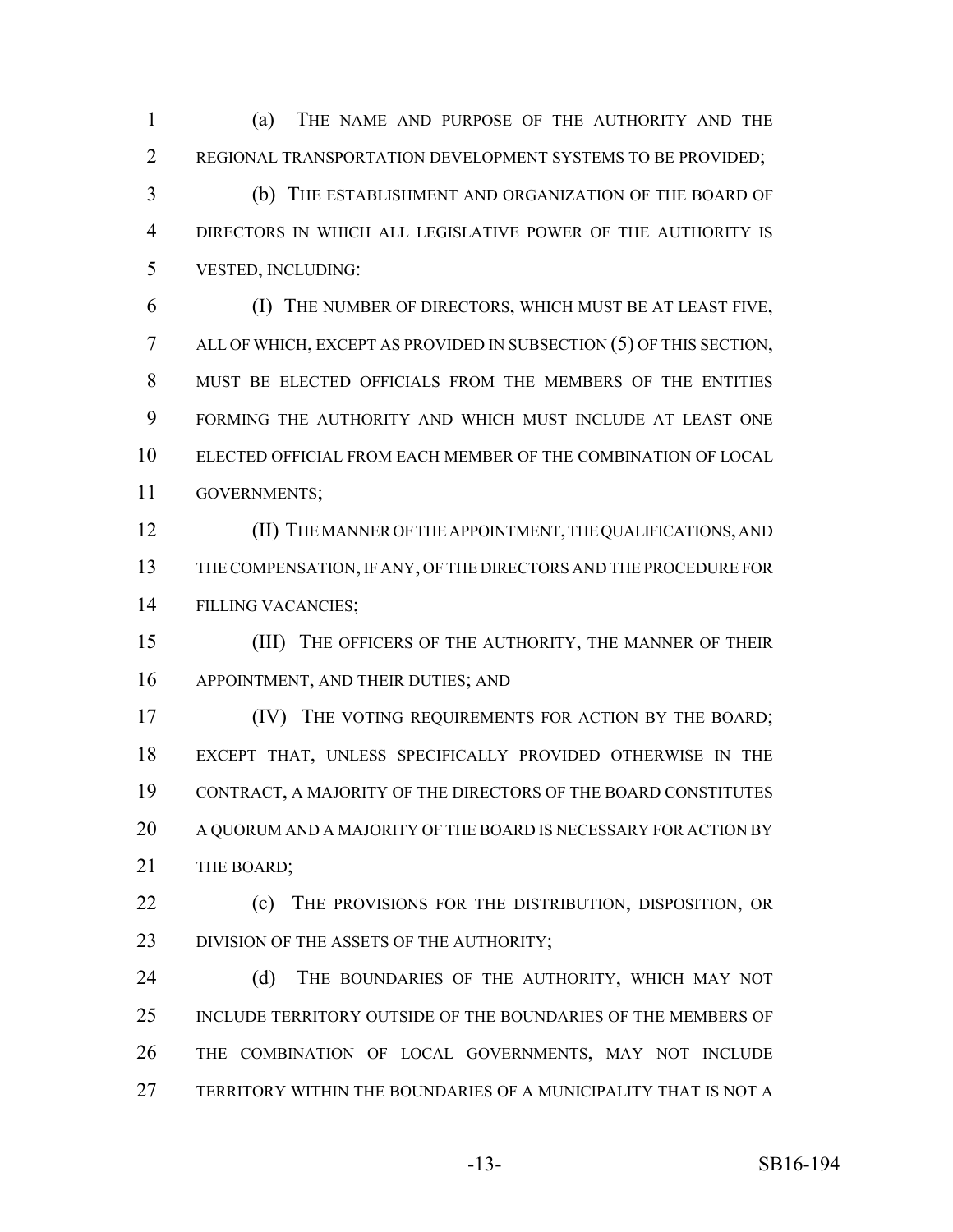(a) THE NAME AND PURPOSE OF THE AUTHORITY AND THE REGIONAL TRANSPORTATION DEVELOPMENT SYSTEMS TO BE PROVIDED;

(b) THE ESTABLISHMENT AND ORGANIZATION OF THE BOARD OF DIRECTORS IN WHICH ALL LEGISLATIVE POWER OF THE AUTHORITY IS VESTED, INCLUDING:

(I) THE NUMBER OF DIRECTORS, WHICH MUST BE AT LEAST FIVE, ALL OF WHICH, EXCEPT AS PROVIDED IN SUBSECTION (5) OF THIS SECTION, MUST BE ELECTED OFFICIALS FROM THE MEMBERS OF THE ENTITIES FORMING THE AUTHORITY AND WHICH MUST INCLUDE AT LEAST ONE ELECTED OFFICIAL FROM EACH MEMBER OF THE COMBINATION OF LOCAL GOVERNMENTS;

(II) THE MANNER OF THE APPOINTMENT, THE QUALIFICATIONS, AND THE COMPENSATION, IF ANY, OF THE DIRECTORS AND THE PROCEDURE FOR FILLING VACANCIES;

(III) THE OFFICERS OF THE AUTHORITY, THE MANNER OF THEIR APPOINTMENT, AND THEIR DUTIES; AND

(IV) THE VOTING REQUIREMENTS FOR ACTION BY THE BOARD; EXCEPT THAT, UNLESS SPECIFICALLY PROVIDED OTHERWISE IN THE CONTRACT, A MAJORITY OF THE DIRECTORS OF THE BOARD CONSTITUTES A QUORUM AND A MAJORITY OF THE BOARD IS NECESSARY FOR ACTION BY THE BOARD;

(c) THE PROVISIONS FOR THE DISTRIBUTION, DISPOSITION, OR DIVISION OF THE ASSETS OF THE AUTHORITY;

(d) THE BOUNDARIES OF THE AUTHORITY, WHICH MAY NOT INCLUDE TERRITORY OUTSIDE OF THE BOUNDARIES OF THE MEMBERS OF THE COMBINATION OF LOCAL GOVERNMENTS, MAY NOT INCLUDE TERRITORY WITHIN THE BOUNDARIES OF A MUNICIPALITY THAT IS NOT A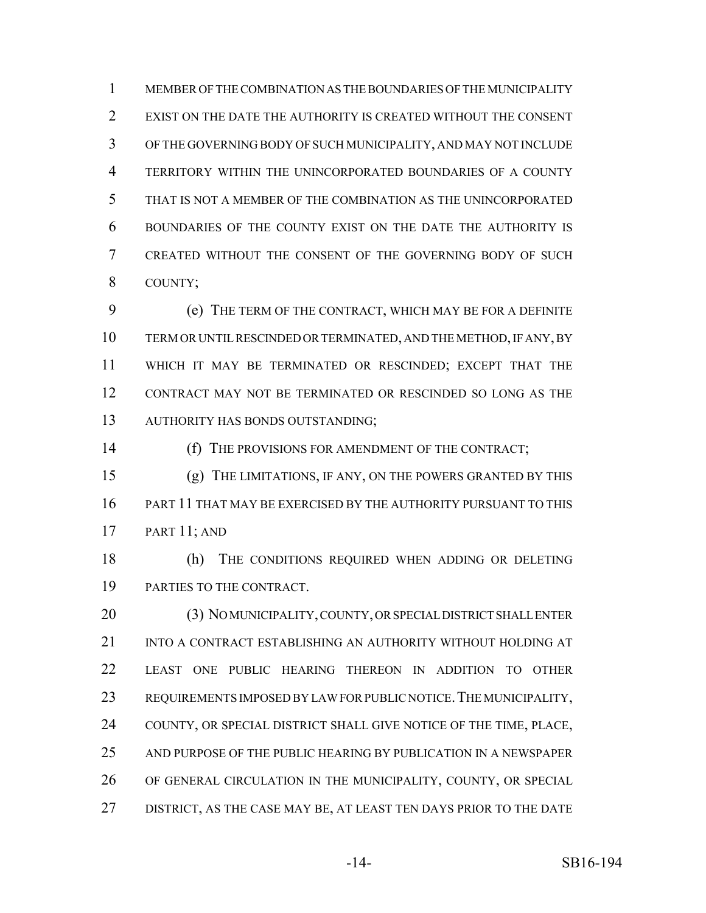MEMBER OF THE COMBINATION AS THE BOUNDARIES OF THE MUNICIPALITY EXIST ON THE DATE THE AUTHORITY IS CREATED WITHOUT THE CONSENT OF THE GOVERNING BODY OF SUCH MUNICIPALITY, AND MAY NOT INCLUDE TERRITORY WITHIN THE UNINCORPORATED BOUNDARIES OF A COUNTY THAT IS NOT A MEMBER OF THE COMBINATION AS THE UNINCORPORATED BOUNDARIES OF THE COUNTY EXIST ON THE DATE THE AUTHORITY IS CREATED WITHOUT THE CONSENT OF THE GOVERNING BODY OF SUCH COUNTY;

(e) THE TERM OF THE CONTRACT, WHICH MAY BE FOR A DEFINITE TERM OR UNTIL RESCINDED OR TERMINATED, AND THE METHOD, IF ANY, BY WHICH IT MAY BE TERMINATED OR RESCINDED; EXCEPT THAT THE CONTRACT MAY NOT BE TERMINATED OR RESCINDED SO LONG AS THE AUTHORITY HAS BONDS OUTSTANDING;

(f) THE PROVISIONS FOR AMENDMENT OF THE CONTRACT;

(g) THE LIMITATIONS, IF ANY, ON THE POWERS GRANTED BY THIS PART 11 THAT MAY BE EXERCISED BY THE AUTHORITY PURSUANT TO THIS PART 11; AND

(h) THE CONDITIONS REQUIRED WHEN ADDING OR DELETING PARTIES TO THE CONTRACT.

(3) NO MUNICIPALITY, COUNTY, OR SPECIAL DISTRICT SHALL ENTER INTO A CONTRACT ESTABLISHING AN AUTHORITY WITHOUT HOLDING AT LEAST ONE PUBLIC HEARING THEREON IN ADDITION TO OTHER REQUIREMENTS IMPOSED BY LAW FOR PUBLIC NOTICE. THE MUNICIPALITY, COUNTY, OR SPECIAL DISTRICT SHALL GIVE NOTICE OF THE TIME, PLACE, AND PURPOSE OF THE PUBLIC HEARING BY PUBLICATION IN A NEWSPAPER OF GENERAL CIRCULATION IN THE MUNICIPALITY, COUNTY, OR SPECIAL DISTRICT, AS THE CASE MAY BE, AT LEAST TEN DAYS PRIOR TO THE DATE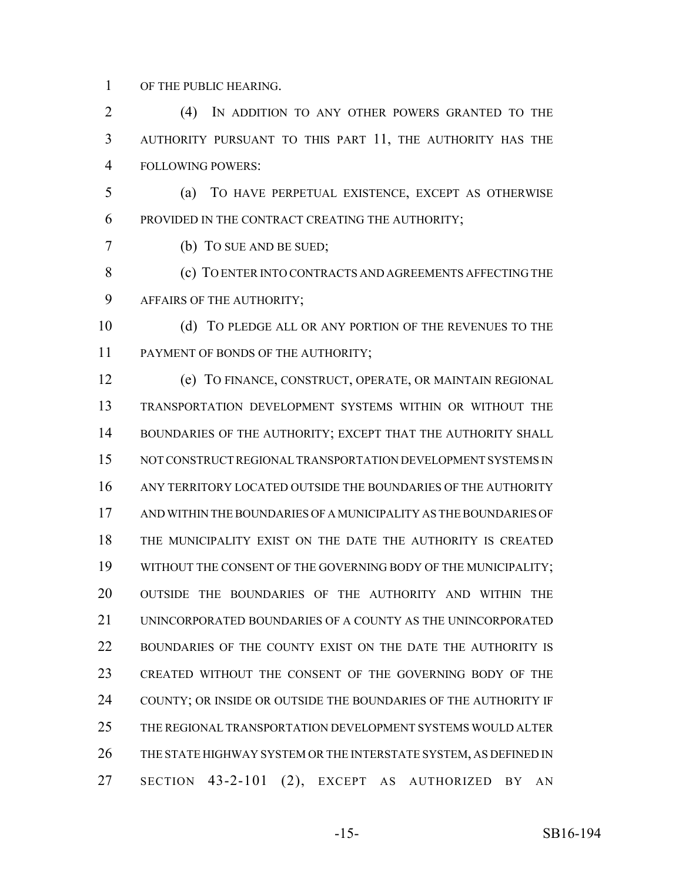OF THE PUBLIC HEARING.

(4) IN ADDITION TO ANY OTHER POWERS GRANTED TO THE AUTHORITY PURSUANT TO THIS PART 11, THE AUTHORITY HAS THE FOLLOWING POWERS:

(a) TO HAVE PERPETUAL EXISTENCE, EXCEPT AS OTHERWISE PROVIDED IN THE CONTRACT CREATING THE AUTHORITY;

(b) TO SUE AND BE SUED;

(c) TO ENTER INTO CONTRACTS AND AGREEMENTS AFFECTING THE AFFAIRS OF THE AUTHORITY;

(d) TO PLEDGE ALL OR ANY PORTION OF THE REVENUES TO THE PAYMENT OF BONDS OF THE AUTHORITY;

(e) TO FINANCE, CONSTRUCT, OPERATE, OR MAINTAIN REGIONAL TRANSPORTATION DEVELOPMENT SYSTEMS WITHIN OR WITHOUT THE BOUNDARIES OF THE AUTHORITY; EXCEPT THAT THE AUTHORITY SHALL NOT CONSTRUCT REGIONAL TRANSPORTATION DEVELOPMENT SYSTEMS IN ANY TERRITORY LOCATED OUTSIDE THE BOUNDARIES OF THE AUTHORITY AND WITHIN THE BOUNDARIES OF A MUNICIPALITY AS THE BOUNDARIES OF THE MUNICIPALITY EXIST ON THE DATE THE AUTHORITY IS CREATED WITHOUT THE CONSENT OF THE GOVERNING BODY OF THE MUNICIPALITY; OUTSIDE THE BOUNDARIES OF THE AUTHORITY AND WITHIN THE UNINCORPORATED BOUNDARIES OF A COUNTY AS THE UNINCORPORATED BOUNDARIES OF THE COUNTY EXIST ON THE DATE THE AUTHORITY IS CREATED WITHOUT THE CONSENT OF THE GOVERNING BODY OF THE COUNTY; OR INSIDE OR OUTSIDE THE BOUNDARIES OF THE AUTHORITY IF THE REGIONAL TRANSPORTATION DEVELOPMENT SYSTEMS WOULD ALTER THE STATE HIGHWAY SYSTEM OR THE INTERSTATE SYSTEM, AS DEFINED IN SECTION 43-2-101 (2), EXCEPT AS AUTHORIZED BY AN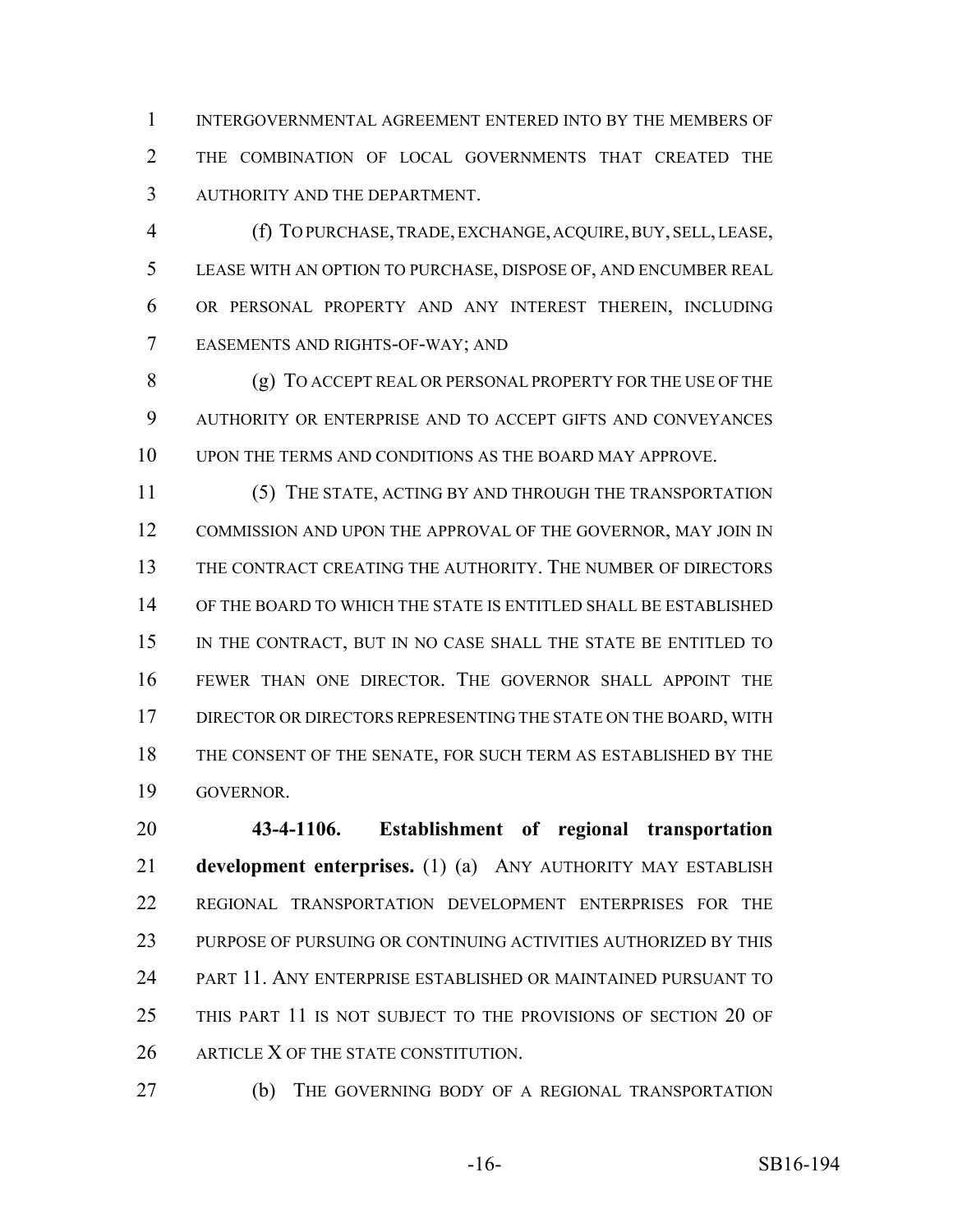INTERGOVERNMENTAL AGREEMENT ENTERED INTO BY THE MEMBERS OF THE COMBINATION OF LOCAL GOVERNMENTS THAT CREATED THE AUTHORITY AND THE DEPARTMENT.

(f) TO PURCHASE, TRADE, EXCHANGE, ACQUIRE, BUY, SELL, LEASE, LEASE WITH AN OPTION TO PURCHASE, DISPOSE OF, AND ENCUMBER REAL OR PERSONAL PROPERTY AND ANY INTEREST THEREIN, INCLUDING EASEMENTS AND RIGHTS-OF-WAY; AND

(g) TO ACCEPT REAL OR PERSONAL PROPERTY FOR THE USE OF THE AUTHORITY OR ENTERPRISE AND TO ACCEPT GIFTS AND CONVEYANCES UPON THE TERMS AND CONDITIONS AS THE BOARD MAY APPROVE.

(5) THE STATE, ACTING BY AND THROUGH THE TRANSPORTATION COMMISSION AND UPON THE APPROVAL OF THE GOVERNOR, MAY JOIN IN THE CONTRACT CREATING THE AUTHORITY. THE NUMBER OF DIRECTORS OF THE BOARD TO WHICH THE STATE IS ENTITLED SHALL BE ESTABLISHED IN THE CONTRACT, BUT IN NO CASE SHALL THE STATE BE ENTITLED TO FEWER THAN ONE DIRECTOR. THE GOVERNOR SHALL APPOINT THE DIRECTOR OR DIRECTORS REPRESENTING THE STATE ON THE BOARD, WITH THE CONSENT OF THE SENATE, FOR SUCH TERM AS ESTABLISHED BY THE GOVERNOR.

**43-4-1106. Establishment of regional transportation development enterprises.** (1) (a) ANY AUTHORITY MAY ESTABLISH REGIONAL TRANSPORTATION DEVELOPMENT ENTERPRISES FOR THE PURPOSE OF PURSUING OR CONTINUING ACTIVITIES AUTHORIZED BY THIS PART 11. ANY ENTERPRISE ESTABLISHED OR MAINTAINED PURSUANT TO THIS PART 11 IS NOT SUBJECT TO THE PROVISIONS OF SECTION 20 OF ARTICLE X OF THE STATE CONSTITUTION.

(b) THE GOVERNING BODY OF A REGIONAL TRANSPORTATION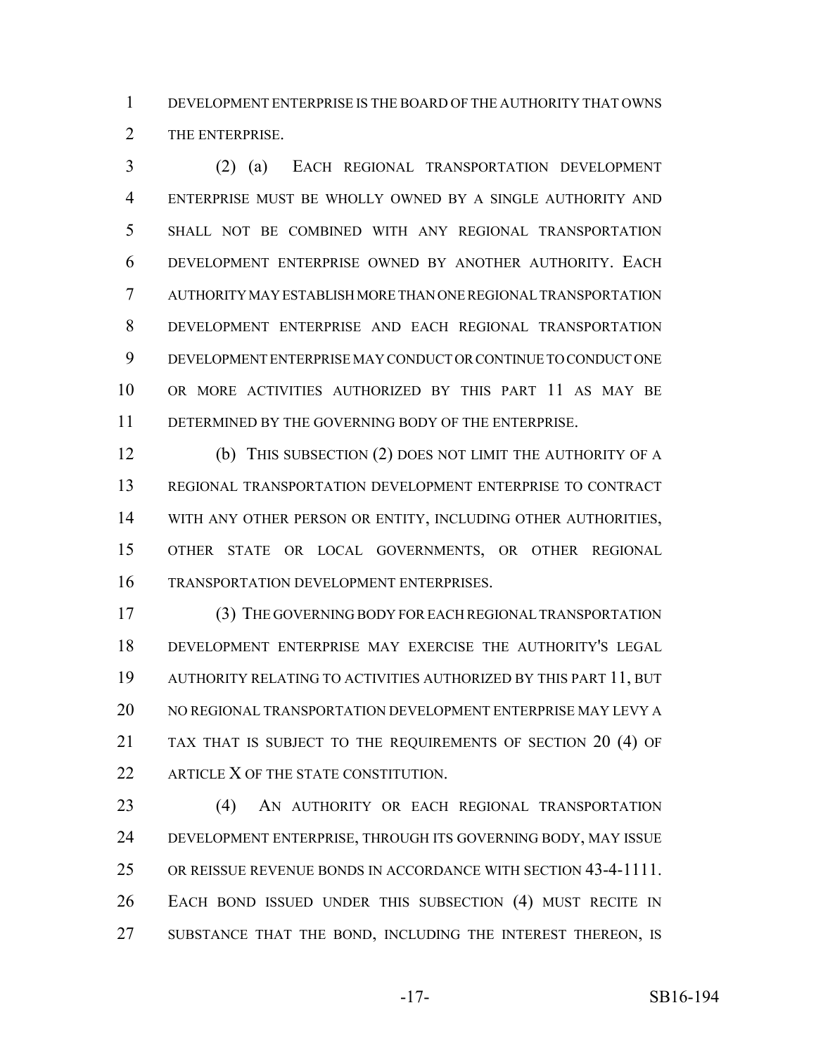DEVELOPMENT ENTERPRISE IS THE BOARD OF THE AUTHORITY THAT OWNS THE ENTERPRISE.

(2) (a) EACH REGIONAL TRANSPORTATION DEVELOPMENT ENTERPRISE MUST BE WHOLLY OWNED BY A SINGLE AUTHORITY AND SHALL NOT BE COMBINED WITH ANY REGIONAL TRANSPORTATION DEVELOPMENT ENTERPRISE OWNED BY ANOTHER AUTHORITY. EACH AUTHORITY MAY ESTABLISH MORE THAN ONE REGIONAL TRANSPORTATION DEVELOPMENT ENTERPRISE AND EACH REGIONAL TRANSPORTATION DEVELOPMENT ENTERPRISE MAY CONDUCT OR CONTINUE TO CONDUCT ONE OR MORE ACTIVITIES AUTHORIZED BY THIS PART 11 AS MAY BE DETERMINED BY THE GOVERNING BODY OF THE ENTERPRISE.

(b) THIS SUBSECTION (2) DOES NOT LIMIT THE AUTHORITY OF A REGIONAL TRANSPORTATION DEVELOPMENT ENTERPRISE TO CONTRACT WITH ANY OTHER PERSON OR ENTITY, INCLUDING OTHER AUTHORITIES, OTHER STATE OR LOCAL GOVERNMENTS, OR OTHER REGIONAL TRANSPORTATION DEVELOPMENT ENTERPRISES.

(3) THE GOVERNING BODY FOR EACH REGIONAL TRANSPORTATION DEVELOPMENT ENTERPRISE MAY EXERCISE THE AUTHORITY'S LEGAL AUTHORITY RELATING TO ACTIVITIES AUTHORIZED BY THIS PART 11, BUT NO REGIONAL TRANSPORTATION DEVELOPMENT ENTERPRISE MAY LEVY A TAX THAT IS SUBJECT TO THE REQUIREMENTS OF SECTION 20 (4) OF ARTICLE X OF THE STATE CONSTITUTION.

(4) AN AUTHORITY OR EACH REGIONAL TRANSPORTATION DEVELOPMENT ENTERPRISE, THROUGH ITS GOVERNING BODY, MAY ISSUE OR REISSUE REVENUE BONDS IN ACCORDANCE WITH SECTION 43-4-1111. EACH BOND ISSUED UNDER THIS SUBSECTION (4) MUST RECITE IN SUBSTANCE THAT THE BOND, INCLUDING THE INTEREST THEREON, IS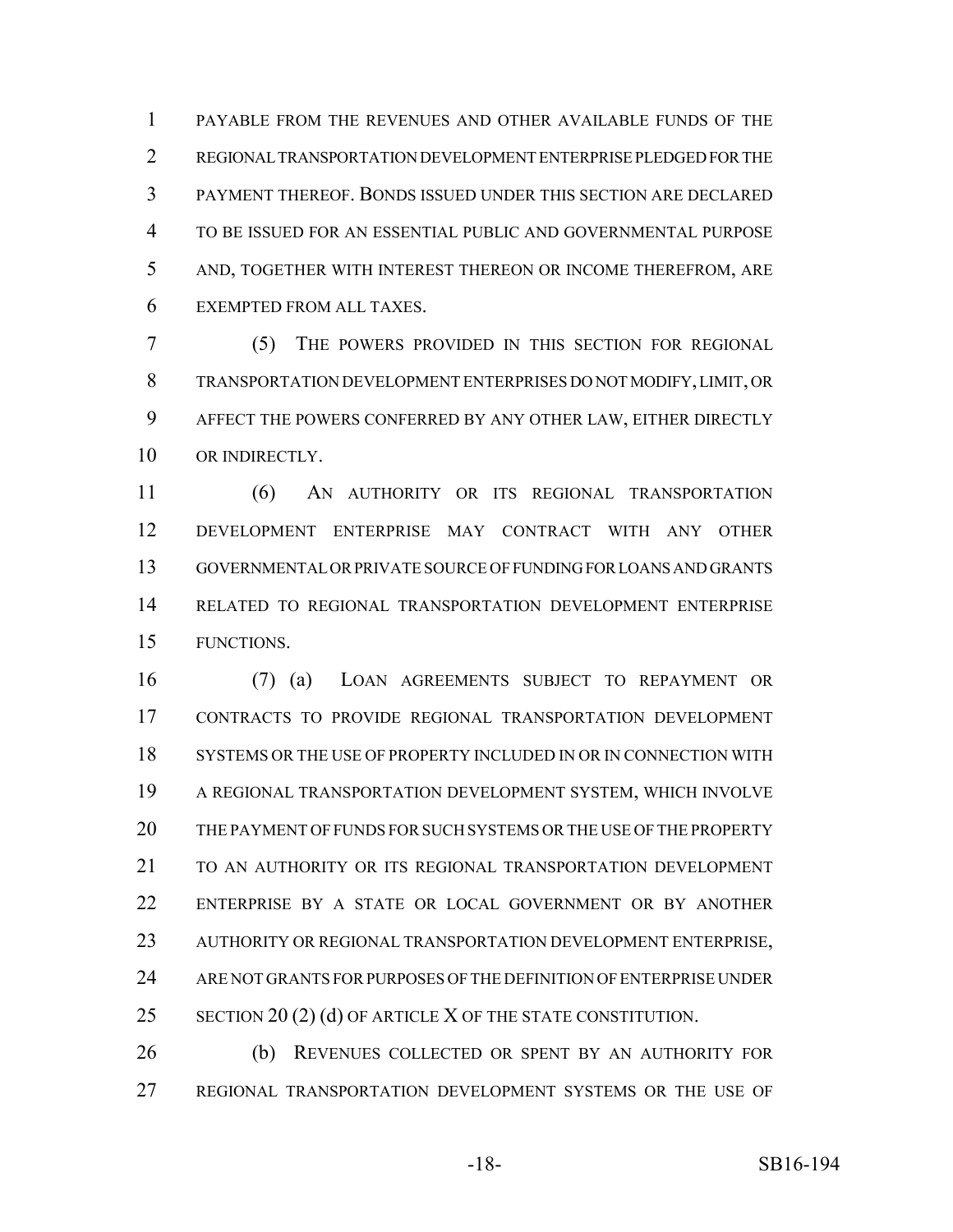PAYABLE FROM THE REVENUES AND OTHER AVAILABLE FUNDS OF THE REGIONAL TRANSPORTATION DEVELOPMENT ENTERPRISE PLEDGED FOR THE PAYMENT THEREOF. BONDS ISSUED UNDER THIS SECTION ARE DECLARED TO BE ISSUED FOR AN ESSENTIAL PUBLIC AND GOVERNMENTAL PURPOSE AND, TOGETHER WITH INTEREST THEREON OR INCOME THEREFROM, ARE EXEMPTED FROM ALL TAXES.

(5) THE POWERS PROVIDED IN THIS SECTION FOR REGIONAL TRANSPORTATION DEVELOPMENT ENTERPRISES DO NOT MODIFY, LIMIT, OR AFFECT THE POWERS CONFERRED BY ANY OTHER LAW, EITHER DIRECTLY OR INDIRECTLY.

(6) AN AUTHORITY OR ITS REGIONAL TRANSPORTATION DEVELOPMENT ENTERPRISE MAY CONTRACT WITH ANY OTHER GOVERNMENTAL OR PRIVATE SOURCE OF FUNDING FOR LOANS AND GRANTS RELATED TO REGIONAL TRANSPORTATION DEVELOPMENT ENTERPRISE FUNCTIONS.

(7) (a) LOAN AGREEMENTS SUBJECT TO REPAYMENT OR CONTRACTS TO PROVIDE REGIONAL TRANSPORTATION DEVELOPMENT SYSTEMS OR THE USE OF PROPERTY INCLUDED IN OR IN CONNECTION WITH A REGIONAL TRANSPORTATION DEVELOPMENT SYSTEM, WHICH INVOLVE THE PAYMENT OF FUNDS FOR SUCH SYSTEMS OR THE USE OF THE PROPERTY TO AN AUTHORITY OR ITS REGIONAL TRANSPORTATION DEVELOPMENT ENTERPRISE BY A STATE OR LOCAL GOVERNMENT OR BY ANOTHER AUTHORITY OR REGIONAL TRANSPORTATION DEVELOPMENT ENTERPRISE, ARE NOT GRANTS FOR PURPOSES OF THE DEFINITION OF ENTERPRISE UNDER SECTION 20 (2) (d) OF ARTICLE X OF THE STATE CONSTITUTION.

(b) REVENUES COLLECTED OR SPENT BY AN AUTHORITY FOR REGIONAL TRANSPORTATION DEVELOPMENT SYSTEMS OR THE USE OF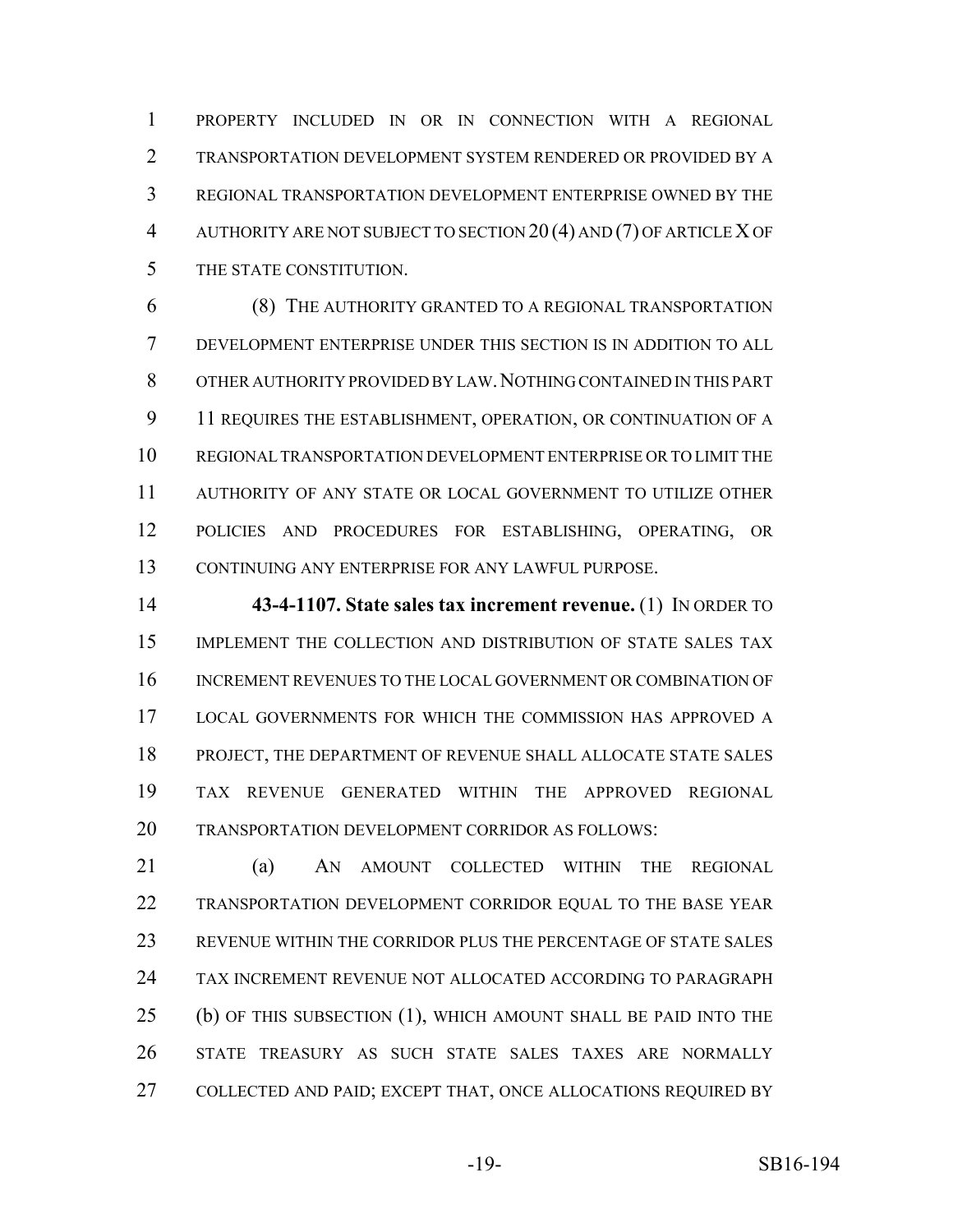PROPERTY INCLUDED IN OR IN CONNECTION WITH A REGIONAL TRANSPORTATION DEVELOPMENT SYSTEM RENDERED OR PROVIDED BY A REGIONAL TRANSPORTATION DEVELOPMENT ENTERPRISE OWNED BY THE AUTHORITY ARE NOT SUBJECT TO SECTION 20 (4) AND (7) OF ARTICLE X OF THE STATE CONSTITUTION.

(8) THE AUTHORITY GRANTED TO A REGIONAL TRANSPORTATION DEVELOPMENT ENTERPRISE UNDER THIS SECTION IS IN ADDITION TO ALL OTHER AUTHORITY PROVIDED BY LAW. NOTHING CONTAINED IN THIS PART 11 REQUIRES THE ESTABLISHMENT, OPERATION, OR CONTINUATION OF A REGIONAL TRANSPORTATION DEVELOPMENT ENTERPRISE OR TO LIMIT THE AUTHORITY OF ANY STATE OR LOCAL GOVERNMENT TO UTILIZE OTHER POLICIES AND PROCEDURES FOR ESTABLISHING, OPERATING, OR CONTINUING ANY ENTERPRISE FOR ANY LAWFUL PURPOSE.

**43-4-1107. State sales tax increment revenue.** (1) IN ORDER TO IMPLEMENT THE COLLECTION AND DISTRIBUTION OF STATE SALES TAX INCREMENT REVENUES TO THE LOCAL GOVERNMENT OR COMBINATION OF LOCAL GOVERNMENTS FOR WHICH THE COMMISSION HAS APPROVED A PROJECT, THE DEPARTMENT OF REVENUE SHALL ALLOCATE STATE SALES TAX REVENUE GENERATED WITHIN THE APPROVED REGIONAL TRANSPORTATION DEVELOPMENT CORRIDOR AS FOLLOWS:

(a) AN AMOUNT COLLECTED WITHIN THE REGIONAL TRANSPORTATION DEVELOPMENT CORRIDOR EQUAL TO THE BASE YEAR REVENUE WITHIN THE CORRIDOR PLUS THE PERCENTAGE OF STATE SALES TAX INCREMENT REVENUE NOT ALLOCATED ACCORDING TO PARAGRAPH (b) OF THIS SUBSECTION (1), WHICH AMOUNT SHALL BE PAID INTO THE STATE TREASURY AS SUCH STATE SALES TAXES ARE NORMALLY COLLECTED AND PAID; EXCEPT THAT, ONCE ALLOCATIONS REQUIRED BY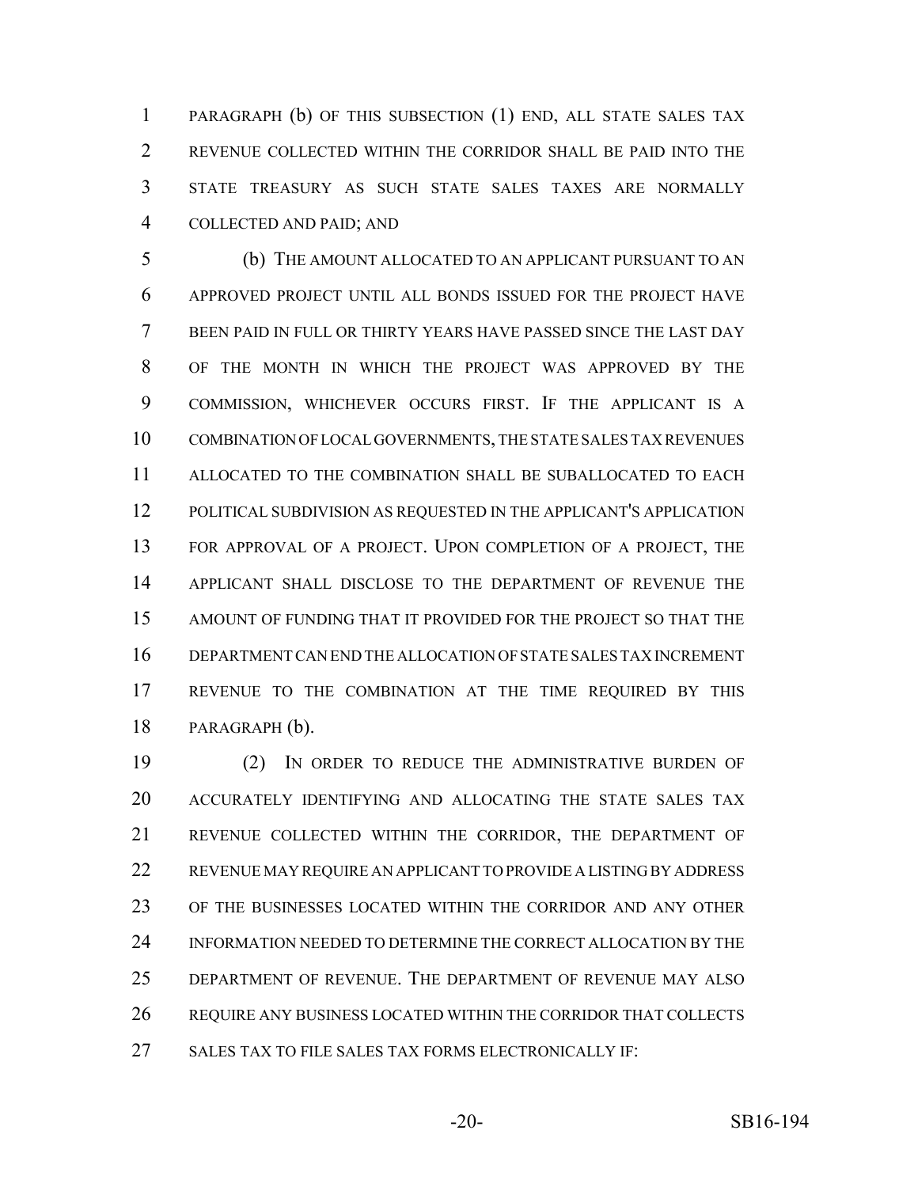PARAGRAPH (b) OF THIS SUBSECTION (1) END, ALL STATE SALES TAX REVENUE COLLECTED WITHIN THE CORRIDOR SHALL BE PAID INTO THE STATE TREASURY AS SUCH STATE SALES TAXES ARE NORMALLY COLLECTED AND PAID; AND

(b) THE AMOUNT ALLOCATED TO AN APPLICANT PURSUANT TO AN APPROVED PROJECT UNTIL ALL BONDS ISSUED FOR THE PROJECT HAVE BEEN PAID IN FULL OR THIRTY YEARS HAVE PASSED SINCE THE LAST DAY OF THE MONTH IN WHICH THE PROJECT WAS APPROVED BY THE COMMISSION, WHICHEVER OCCURS FIRST. IF THE APPLICANT IS A COMBINATION OF LOCAL GOVERNMENTS, THE STATE SALES TAX REVENUES ALLOCATED TO THE COMBINATION SHALL BE SUBALLOCATED TO EACH POLITICAL SUBDIVISION AS REQUESTED IN THE APPLICANT'S APPLICATION FOR APPROVAL OF A PROJECT. UPON COMPLETION OF A PROJECT, THE APPLICANT SHALL DISCLOSE TO THE DEPARTMENT OF REVENUE THE AMOUNT OF FUNDING THAT IT PROVIDED FOR THE PROJECT SO THAT THE DEPARTMENT CAN END THE ALLOCATION OF STATE SALES TAX INCREMENT REVENUE TO THE COMBINATION AT THE TIME REQUIRED BY THIS PARAGRAPH (b).

(2) IN ORDER TO REDUCE THE ADMINISTRATIVE BURDEN OF ACCURATELY IDENTIFYING AND ALLOCATING THE STATE SALES TAX REVENUE COLLECTED WITHIN THE CORRIDOR, THE DEPARTMENT OF REVENUE MAY REQUIRE AN APPLICANT TO PROVIDE A LISTING BY ADDRESS OF THE BUSINESSES LOCATED WITHIN THE CORRIDOR AND ANY OTHER INFORMATION NEEDED TO DETERMINE THE CORRECT ALLOCATION BY THE DEPARTMENT OF REVENUE. THE DEPARTMENT OF REVENUE MAY ALSO REQUIRE ANY BUSINESS LOCATED WITHIN THE CORRIDOR THAT COLLECTS SALES TAX TO FILE SALES TAX FORMS ELECTRONICALLY IF: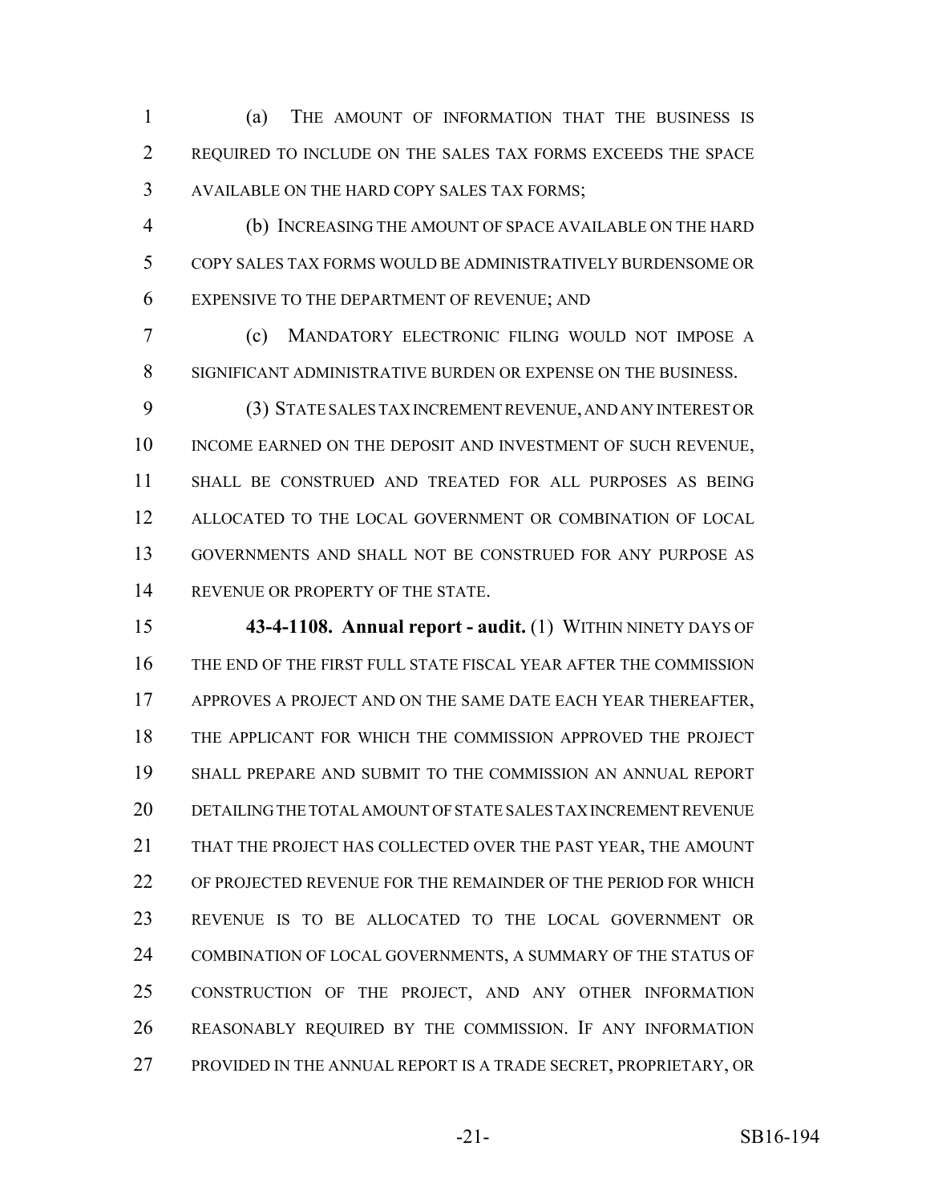(a) THE AMOUNT OF INFORMATION THAT THE BUSINESS IS REQUIRED TO INCLUDE ON THE SALES TAX FORMS EXCEEDS THE SPACE AVAILABLE ON THE HARD COPY SALES TAX FORMS;

(b) INCREASING THE AMOUNT OF SPACE AVAILABLE ON THE HARD COPY SALES TAX FORMS WOULD BE ADMINISTRATIVELY BURDENSOME OR EXPENSIVE TO THE DEPARTMENT OF REVENUE; AND

(c) MANDATORY ELECTRONIC FILING WOULD NOT IMPOSE A SIGNIFICANT ADMINISTRATIVE BURDEN OR EXPENSE ON THE BUSINESS.

(3) STATE SALES TAX INCREMENT REVENUE, AND ANY INTEREST OR INCOME EARNED ON THE DEPOSIT AND INVESTMENT OF SUCH REVENUE, SHALL BE CONSTRUED AND TREATED FOR ALL PURPOSES AS BEING ALLOCATED TO THE LOCAL GOVERNMENT OR COMBINATION OF LOCAL GOVERNMENTS AND SHALL NOT BE CONSTRUED FOR ANY PURPOSE AS REVENUE OR PROPERTY OF THE STATE.

**43-4-1108. Annual report - audit.** (1) WITHIN NINETY DAYS OF THE END OF THE FIRST FULL STATE FISCAL YEAR AFTER THE COMMISSION APPROVES A PROJECT AND ON THE SAME DATE EACH YEAR THEREAFTER, THE APPLICANT FOR WHICH THE COMMISSION APPROVED THE PROJECT SHALL PREPARE AND SUBMIT TO THE COMMISSION AN ANNUAL REPORT DETAILING THE TOTAL AMOUNT OF STATE SALES TAX INCREMENT REVENUE THAT THE PROJECT HAS COLLECTED OVER THE PAST YEAR, THE AMOUNT OF PROJECTED REVENUE FOR THE REMAINDER OF THE PERIOD FOR WHICH REVENUE IS TO BE ALLOCATED TO THE LOCAL GOVERNMENT OR COMBINATION OF LOCAL GOVERNMENTS, A SUMMARY OF THE STATUS OF CONSTRUCTION OF THE PROJECT, AND ANY OTHER INFORMATION REASONABLY REQUIRED BY THE COMMISSION. IF ANY INFORMATION PROVIDED IN THE ANNUAL REPORT IS A TRADE SECRET, PROPRIETARY, OR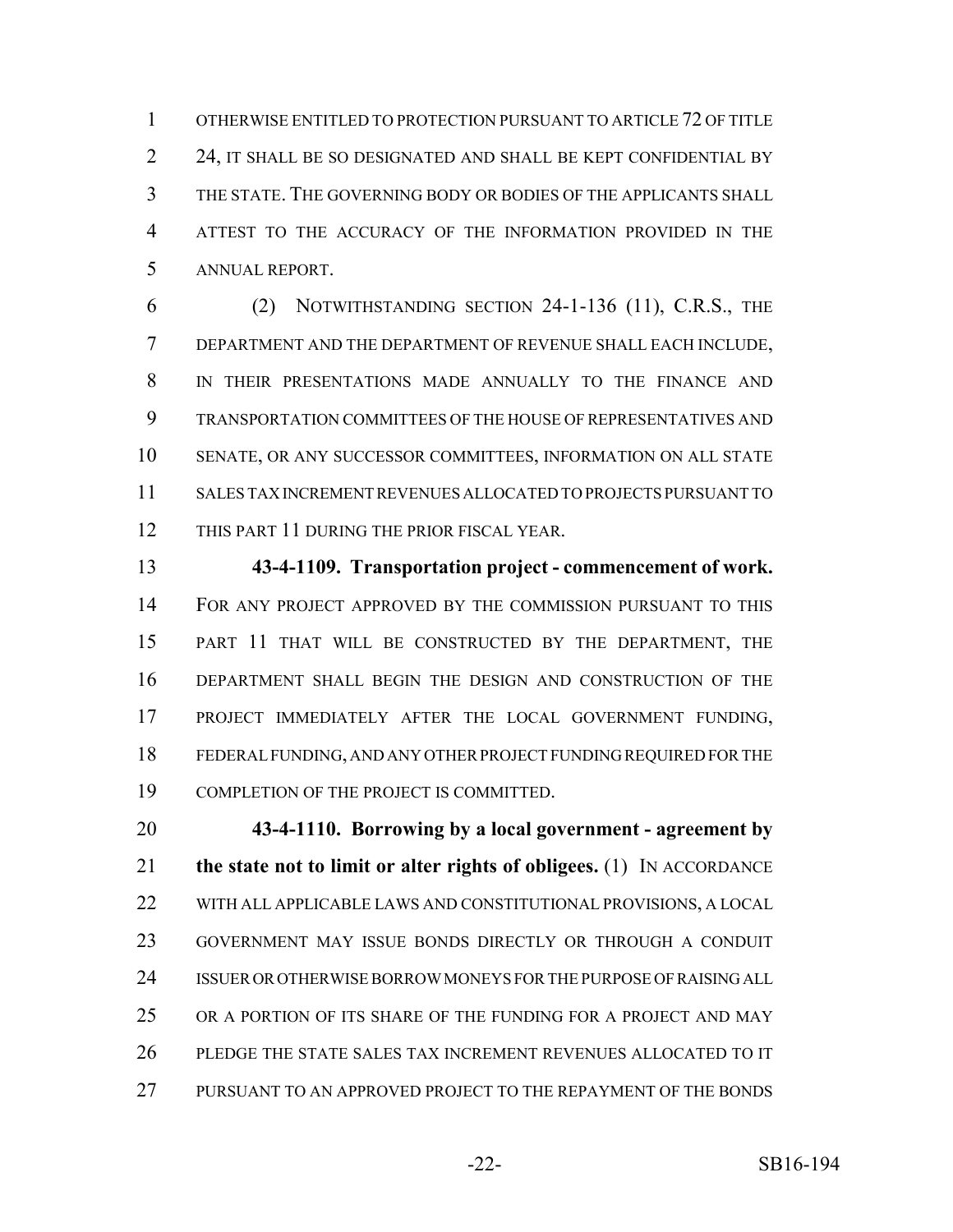OTHERWISE ENTITLED TO PROTECTION PURSUANT TO ARTICLE 72 OF TITLE 24, IT SHALL BE SO DESIGNATED AND SHALL BE KEPT CONFIDENTIAL BY THE STATE. THE GOVERNING BODY OR BODIES OF THE APPLICANTS SHALL ATTEST TO THE ACCURACY OF THE INFORMATION PROVIDED IN THE ANNUAL REPORT.

(2) NOTWITHSTANDING SECTION 24-1-136 (11), C.R.S., THE DEPARTMENT AND THE DEPARTMENT OF REVENUE SHALL EACH INCLUDE, IN THEIR PRESENTATIONS MADE ANNUALLY TO THE FINANCE AND TRANSPORTATION COMMITTEES OF THE HOUSE OF REPRESENTATIVES AND SENATE, OR ANY SUCCESSOR COMMITTEES, INFORMATION ON ALL STATE SALES TAX INCREMENT REVENUES ALLOCATED TO PROJECTS PURSUANT TO THIS PART 11 DURING THE PRIOR FISCAL YEAR.

**43-4-1109. Transportation project - commencement of work.** FOR ANY PROJECT APPROVED BY THE COMMISSION PURSUANT TO THIS PART 11 THAT WILL BE CONSTRUCTED BY THE DEPARTMENT, THE DEPARTMENT SHALL BEGIN THE DESIGN AND CONSTRUCTION OF THE PROJECT IMMEDIATELY AFTER THE LOCAL GOVERNMENT FUNDING, FEDERAL FUNDING, AND ANY OTHER PROJECT FUNDING REQUIRED FOR THE COMPLETION OF THE PROJECT IS COMMITTED.

**43-4-1110. Borrowing by a local government - agreement by the state not to limit or alter rights of obligees.** (1) IN ACCORDANCE WITH ALL APPLICABLE LAWS AND CONSTITUTIONAL PROVISIONS, A LOCAL GOVERNMENT MAY ISSUE BONDS DIRECTLY OR THROUGH A CONDUIT ISSUER OR OTHERWISE BORROW MONEYS FOR THE PURPOSE OF RAISING ALL OR A PORTION OF ITS SHARE OF THE FUNDING FOR A PROJECT AND MAY PLEDGE THE STATE SALES TAX INCREMENT REVENUES ALLOCATED TO IT PURSUANT TO AN APPROVED PROJECT TO THE REPAYMENT OF THE BONDS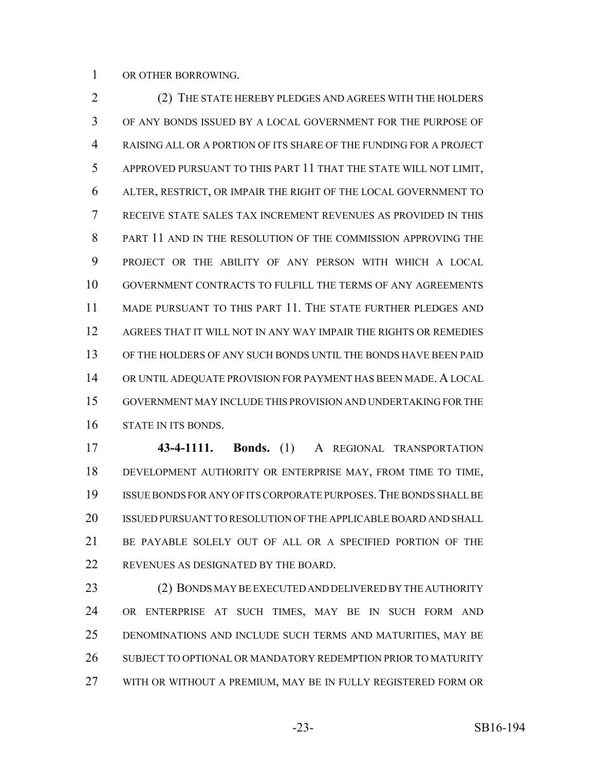OR OTHER BORROWING.

(2) THE STATE HEREBY PLEDGES AND AGREES WITH THE HOLDERS OF ANY BONDS ISSUED BY A LOCAL GOVERNMENT FOR THE PURPOSE OF RAISING ALL OR A PORTION OF ITS SHARE OF THE FUNDING FOR A PROJECT APPROVED PURSUANT TO THIS PART 11 THAT THE STATE WILL NOT LIMIT, ALTER, RESTRICT, OR IMPAIR THE RIGHT OF THE LOCAL GOVERNMENT TO RECEIVE STATE SALES TAX INCREMENT REVENUES AS PROVIDED IN THIS PART 11 AND IN THE RESOLUTION OF THE COMMISSION APPROVING THE PROJECT OR THE ABILITY OF ANY PERSON WITH WHICH A LOCAL GOVERNMENT CONTRACTS TO FULFILL THE TERMS OF ANY AGREEMENTS MADE PURSUANT TO THIS PART 11. THE STATE FURTHER PLEDGES AND AGREES THAT IT WILL NOT IN ANY WAY IMPAIR THE RIGHTS OR REMEDIES OF THE HOLDERS OF ANY SUCH BONDS UNTIL THE BONDS HAVE BEEN PAID OR UNTIL ADEQUATE PROVISION FOR PAYMENT HAS BEEN MADE. A LOCAL GOVERNMENT MAY INCLUDE THIS PROVISION AND UNDERTAKING FOR THE STATE IN ITS BONDS.

**43-4-1111. Bonds.** (1) A REGIONAL TRANSPORTATION DEVELOPMENT AUTHORITY OR ENTERPRISE MAY, FROM TIME TO TIME, ISSUE BONDS FOR ANY OF ITS CORPORATE PURPOSES. THE BONDS SHALL BE ISSUED PURSUANT TO RESOLUTION OF THE APPLICABLE BOARD AND SHALL BE PAYABLE SOLELY OUT OF ALL OR A SPECIFIED PORTION OF THE REVENUES AS DESIGNATED BY THE BOARD.

(2) BONDS MAY BE EXECUTED AND DELIVERED BY THE AUTHORITY OR ENTERPRISE AT SUCH TIMES, MAY BE IN SUCH FORM AND DENOMINATIONS AND INCLUDE SUCH TERMS AND MATURITIES, MAY BE SUBJECT TO OPTIONAL OR MANDATORY REDEMPTION PRIOR TO MATURITY WITH OR WITHOUT A PREMIUM, MAY BE IN FULLY REGISTERED FORM OR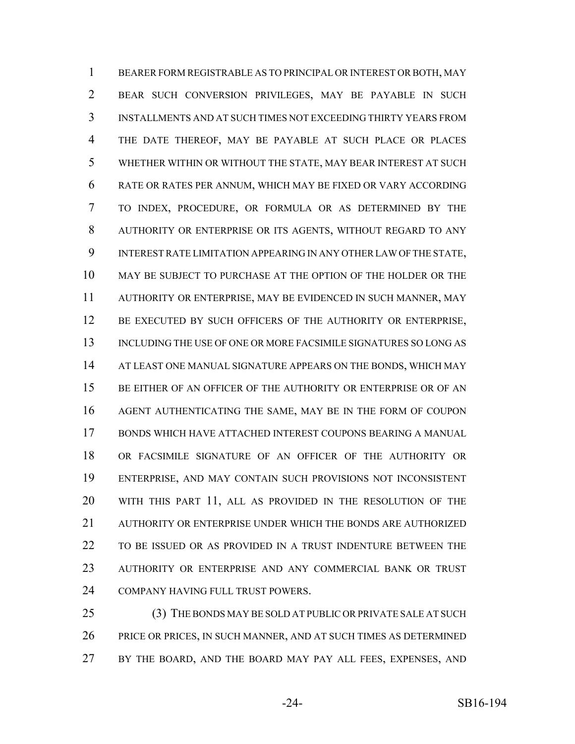BEARER FORM REGISTRABLE AS TO PRINCIPAL OR INTEREST OR BOTH, MAY BEAR SUCH CONVERSION PRIVILEGES, MAY BE PAYABLE IN SUCH INSTALLMENTS AND AT SUCH TIMES NOT EXCEEDING THIRTY YEARS FROM THE DATE THEREOF, MAY BE PAYABLE AT SUCH PLACE OR PLACES WHETHER WITHIN OR WITHOUT THE STATE, MAY BEAR INTEREST AT SUCH RATE OR RATES PER ANNUM, WHICH MAY BE FIXED OR VARY ACCORDING TO INDEX, PROCEDURE, OR FORMULA OR AS DETERMINED BY THE AUTHORITY OR ENTERPRISE OR ITS AGENTS, WITHOUT REGARD TO ANY INTEREST RATE LIMITATION APPEARING IN ANY OTHER LAW OF THE STATE, MAY BE SUBJECT TO PURCHASE AT THE OPTION OF THE HOLDER OR THE AUTHORITY OR ENTERPRISE, MAY BE EVIDENCED IN SUCH MANNER, MAY BE EXECUTED BY SUCH OFFICERS OF THE AUTHORITY OR ENTERPRISE, INCLUDING THE USE OF ONE OR MORE FACSIMILE SIGNATURES SO LONG AS AT LEAST ONE MANUAL SIGNATURE APPEARS ON THE BONDS, WHICH MAY BE EITHER OF AN OFFICER OF THE AUTHORITY OR ENTERPRISE OR OF AN AGENT AUTHENTICATING THE SAME, MAY BE IN THE FORM OF COUPON BONDS WHICH HAVE ATTACHED INTEREST COUPONS BEARING A MANUAL OR FACSIMILE SIGNATURE OF AN OFFICER OF THE AUTHORITY OR ENTERPRISE, AND MAY CONTAIN SUCH PROVISIONS NOT INCONSISTENT WITH THIS PART 11, ALL AS PROVIDED IN THE RESOLUTION OF THE AUTHORITY OR ENTERPRISE UNDER WHICH THE BONDS ARE AUTHORIZED TO BE ISSUED OR AS PROVIDED IN A TRUST INDENTURE BETWEEN THE AUTHORITY OR ENTERPRISE AND ANY COMMERCIAL BANK OR TRUST COMPANY HAVING FULL TRUST POWERS.

(3) THE BONDS MAY BE SOLD AT PUBLIC OR PRIVATE SALE AT SUCH PRICE OR PRICES, IN SUCH MANNER, AND AT SUCH TIMES AS DETERMINED BY THE BOARD, AND THE BOARD MAY PAY ALL FEES, EXPENSES, AND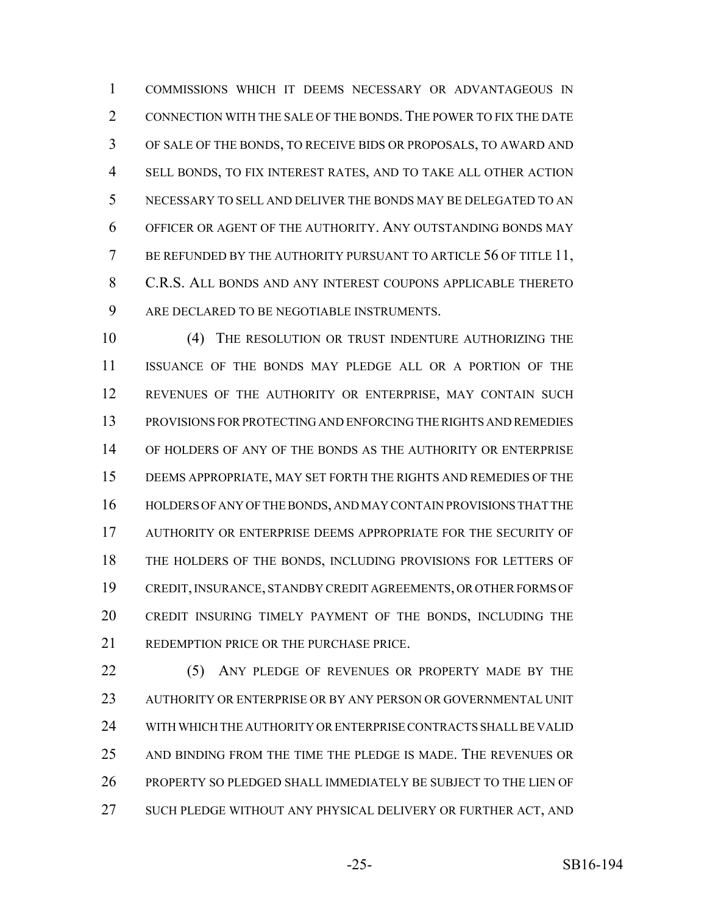COMMISSIONS WHICH IT DEEMS NECESSARY OR ADVANTAGEOUS IN CONNECTION WITH THE SALE OF THE BONDS. THE POWER TO FIX THE DATE OF SALE OF THE BONDS, TO RECEIVE BIDS OR PROPOSALS, TO AWARD AND SELL BONDS, TO FIX INTEREST RATES, AND TO TAKE ALL OTHER ACTION NECESSARY TO SELL AND DELIVER THE BONDS MAY BE DELEGATED TO AN OFFICER OR AGENT OF THE AUTHORITY. ANY OUTSTANDING BONDS MAY BE REFUNDED BY THE AUTHORITY PURSUANT TO ARTICLE 56 OF TITLE 11, C.R.S. ALL BONDS AND ANY INTEREST COUPONS APPLICABLE THERETO ARE DECLARED TO BE NEGOTIABLE INSTRUMENTS.

(4) THE RESOLUTION OR TRUST INDENTURE AUTHORIZING THE ISSUANCE OF THE BONDS MAY PLEDGE ALL OR A PORTION OF THE REVENUES OF THE AUTHORITY OR ENTERPRISE, MAY CONTAIN SUCH PROVISIONS FOR PROTECTING AND ENFORCING THE RIGHTS AND REMEDIES OF HOLDERS OF ANY OF THE BONDS AS THE AUTHORITY OR ENTERPRISE DEEMS APPROPRIATE, MAY SET FORTH THE RIGHTS AND REMEDIES OF THE HOLDERS OF ANY OF THE BONDS, AND MAY CONTAIN PROVISIONS THAT THE AUTHORITY OR ENTERPRISE DEEMS APPROPRIATE FOR THE SECURITY OF THE HOLDERS OF THE BONDS, INCLUDING PROVISIONS FOR LETTERS OF CREDIT, INSURANCE, STANDBY CREDIT AGREEMENTS, OR OTHER FORMS OF CREDIT INSURING TIMELY PAYMENT OF THE BONDS, INCLUDING THE REDEMPTION PRICE OR THE PURCHASE PRICE.

(5) ANY PLEDGE OF REVENUES OR PROPERTY MADE BY THE AUTHORITY OR ENTERPRISE OR BY ANY PERSON OR GOVERNMENTAL UNIT WITH WHICH THE AUTHORITY OR ENTERPRISE CONTRACTS SHALL BE VALID AND BINDING FROM THE TIME THE PLEDGE IS MADE. THE REVENUES OR PROPERTY SO PLEDGED SHALL IMMEDIATELY BE SUBJECT TO THE LIEN OF SUCH PLEDGE WITHOUT ANY PHYSICAL DELIVERY OR FURTHER ACT, AND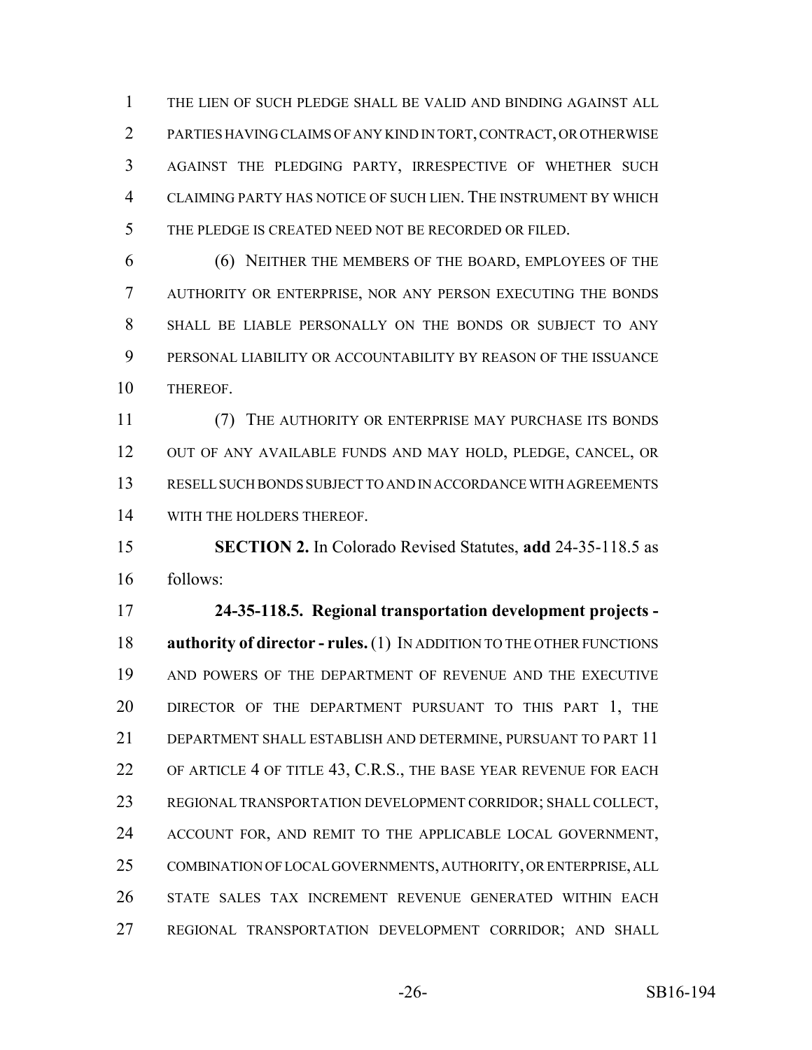THE LIEN OF SUCH PLEDGE SHALL BE VALID AND BINDING AGAINST ALL PARTIES HAVING CLAIMS OF ANY KIND IN TORT, CONTRACT, OR OTHERWISE AGAINST THE PLEDGING PARTY, IRRESPECTIVE OF WHETHER SUCH CLAIMING PARTY HAS NOTICE OF SUCH LIEN. THE INSTRUMENT BY WHICH THE PLEDGE IS CREATED NEED NOT BE RECORDED OR FILED.

(6) NEITHER THE MEMBERS OF THE BOARD, EMPLOYEES OF THE AUTHORITY OR ENTERPRISE, NOR ANY PERSON EXECUTING THE BONDS SHALL BE LIABLE PERSONALLY ON THE BONDS OR SUBJECT TO ANY PERSONAL LIABILITY OR ACCOUNTABILITY BY REASON OF THE ISSUANCE THEREOF.

(7) THE AUTHORITY OR ENTERPRISE MAY PURCHASE ITS BONDS OUT OF ANY AVAILABLE FUNDS AND MAY HOLD, PLEDGE, CANCEL, OR RESELL SUCH BONDS SUBJECT TO AND IN ACCORDANCE WITH AGREEMENTS WITH THE HOLDERS THEREOF.

**SECTION 2.** In Colorado Revised Statutes, **add** 24-35-118.5 as follows:

**24-35-118.5. Regional transportation development projects - authority of director - rules.** (1) IN ADDITION TO THE OTHER FUNCTIONS AND POWERS OF THE DEPARTMENT OF REVENUE AND THE EXECUTIVE DIRECTOR OF THE DEPARTMENT PURSUANT TO THIS PART 1, THE DEPARTMENT SHALL ESTABLISH AND DETERMINE, PURSUANT TO PART 11 OF ARTICLE 4 OF TITLE 43, C.R.S., THE BASE YEAR REVENUE FOR EACH REGIONAL TRANSPORTATION DEVELOPMENT CORRIDOR; SHALL COLLECT, ACCOUNT FOR, AND REMIT TO THE APPLICABLE LOCAL GOVERNMENT, COMBINATION OF LOCAL GOVERNMENTS, AUTHORITY, OR ENTERPRISE, ALL STATE SALES TAX INCREMENT REVENUE GENERATED WITHIN EACH REGIONAL TRANSPORTATION DEVELOPMENT CORRIDOR; AND SHALL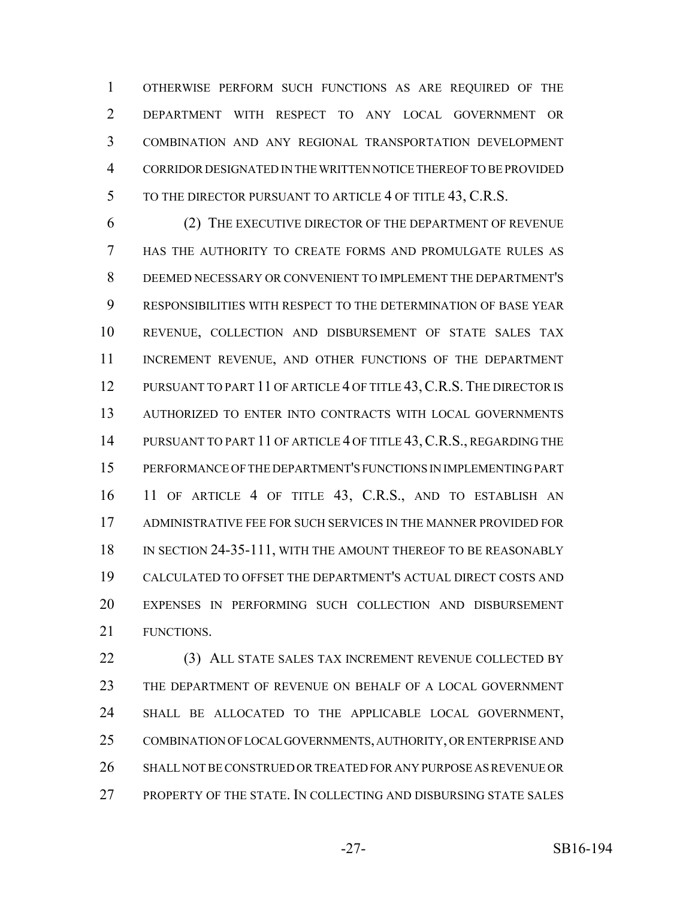OTHERWISE PERFORM SUCH FUNCTIONS AS ARE REQUIRED OF THE DEPARTMENT WITH RESPECT TO ANY LOCAL GOVERNMENT OR COMBINATION AND ANY REGIONAL TRANSPORTATION DEVELOPMENT CORRIDOR DESIGNATED IN THE WRITTEN NOTICE THEREOF TO BE PROVIDED TO THE DIRECTOR PURSUANT TO ARTICLE 4 OF TITLE 43, C.R.S.

(2) THE EXECUTIVE DIRECTOR OF THE DEPARTMENT OF REVENUE HAS THE AUTHORITY TO CREATE FORMS AND PROMULGATE RULES AS DEEMED NECESSARY OR CONVENIENT TO IMPLEMENT THE DEPARTMENT'S RESPONSIBILITIES WITH RESPECT TO THE DETERMINATION OF BASE YEAR REVENUE, COLLECTION AND DISBURSEMENT OF STATE SALES TAX INCREMENT REVENUE, AND OTHER FUNCTIONS OF THE DEPARTMENT PURSUANT TO PART 11 OF ARTICLE 4 OF TITLE 43, C.R.S. THE DIRECTOR IS AUTHORIZED TO ENTER INTO CONTRACTS WITH LOCAL GOVERNMENTS PURSUANT TO PART 11 OF ARTICLE 4 OF TITLE 43, C.R.S., REGARDING THE PERFORMANCE OF THE DEPARTMENT'S FUNCTIONS IN IMPLEMENTING PART 11 OF ARTICLE 4 OF TITLE 43, C.R.S., AND TO ESTABLISH AN ADMINISTRATIVE FEE FOR SUCH SERVICES IN THE MANNER PROVIDED FOR IN SECTION 24-35-111, WITH THE AMOUNT THEREOF TO BE REASONABLY CALCULATED TO OFFSET THE DEPARTMENT'S ACTUAL DIRECT COSTS AND EXPENSES IN PERFORMING SUCH COLLECTION AND DISBURSEMENT FUNCTIONS.

(3) ALL STATE SALES TAX INCREMENT REVENUE COLLECTED BY THE DEPARTMENT OF REVENUE ON BEHALF OF A LOCAL GOVERNMENT SHALL BE ALLOCATED TO THE APPLICABLE LOCAL GOVERNMENT, COMBINATION OF LOCAL GOVERNMENTS, AUTHORITY, OR ENTERPRISE AND SHALL NOT BE CONSTRUED OR TREATED FOR ANY PURPOSE AS REVENUE OR PROPERTY OF THE STATE. IN COLLECTING AND DISBURSING STATE SALES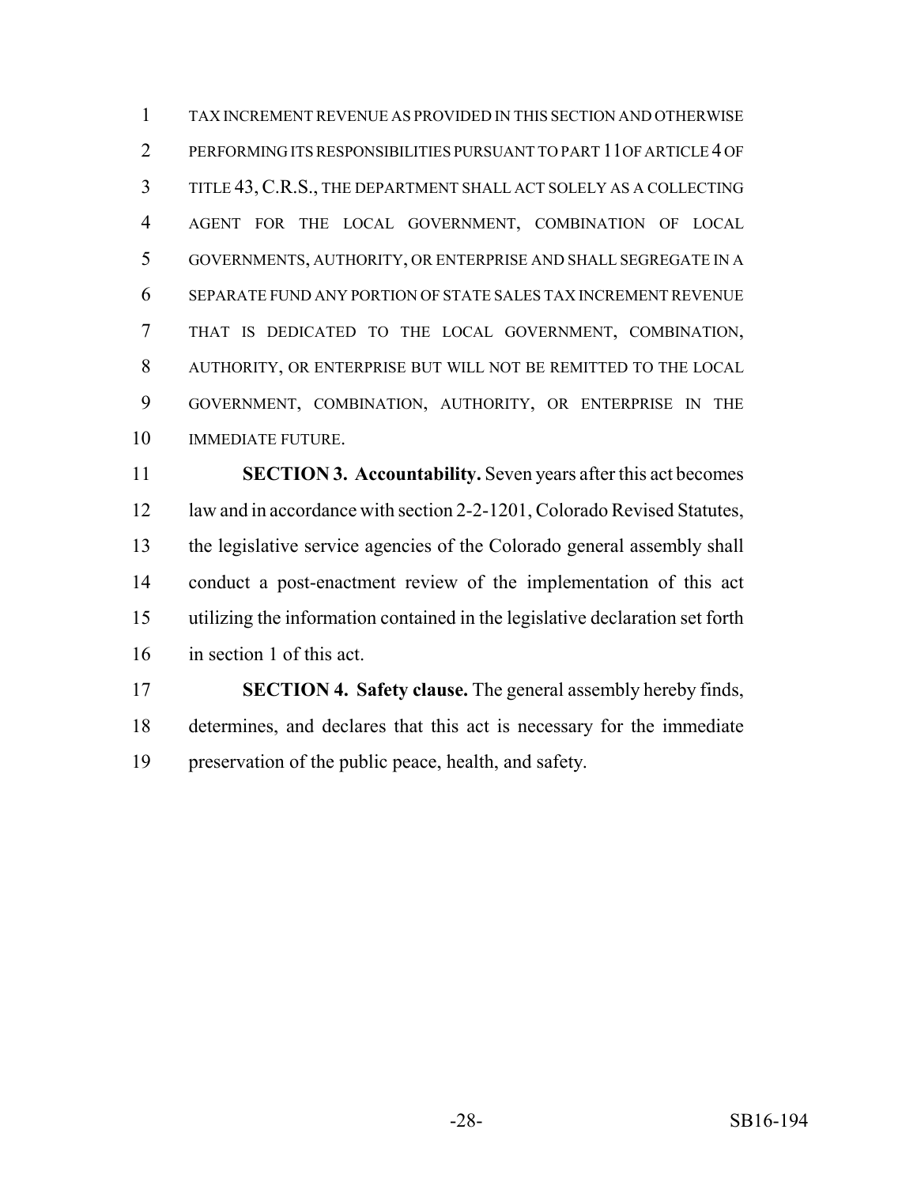TAX INCREMENT REVENUE AS PROVIDED IN THIS SECTION AND OTHERWISE PERFORMING ITS RESPONSIBILITIES PURSUANT TO PART 11 OF ARTICLE 4 OF TITLE 43, C.R.S., THE DEPARTMENT SHALL ACT SOLELY AS A COLLECTING AGENT FOR THE LOCAL GOVERNMENT, COMBINATION OF LOCAL GOVERNMENTS, AUTHORITY, OR ENTERPRISE AND SHALL SEGREGATE IN A SEPARATE FUND ANY PORTION OF STATE SALES TAX INCREMENT REVENUE THAT IS DEDICATED TO THE LOCAL GOVERNMENT, COMBINATION, AUTHORITY, OR ENTERPRISE BUT WILL NOT BE REMITTED TO THE LOCAL GOVERNMENT, COMBINATION, AUTHORITY, OR ENTERPRISE IN THE IMMEDIATE FUTURE.

**SECTION 3. Accountability.** Seven years after this act becomes law and in accordance with section 2-2-1201, Colorado Revised Statutes, the legislative service agencies of the Colorado general assembly shall conduct a post-enactment review of the implementation of this act utilizing the information contained in the legislative declaration set forth in section 1 of this act.

**SECTION 4. Safety clause.** The general assembly hereby finds, determines, and declares that this act is necessary for the immediate preservation of the public peace, health, and safety.